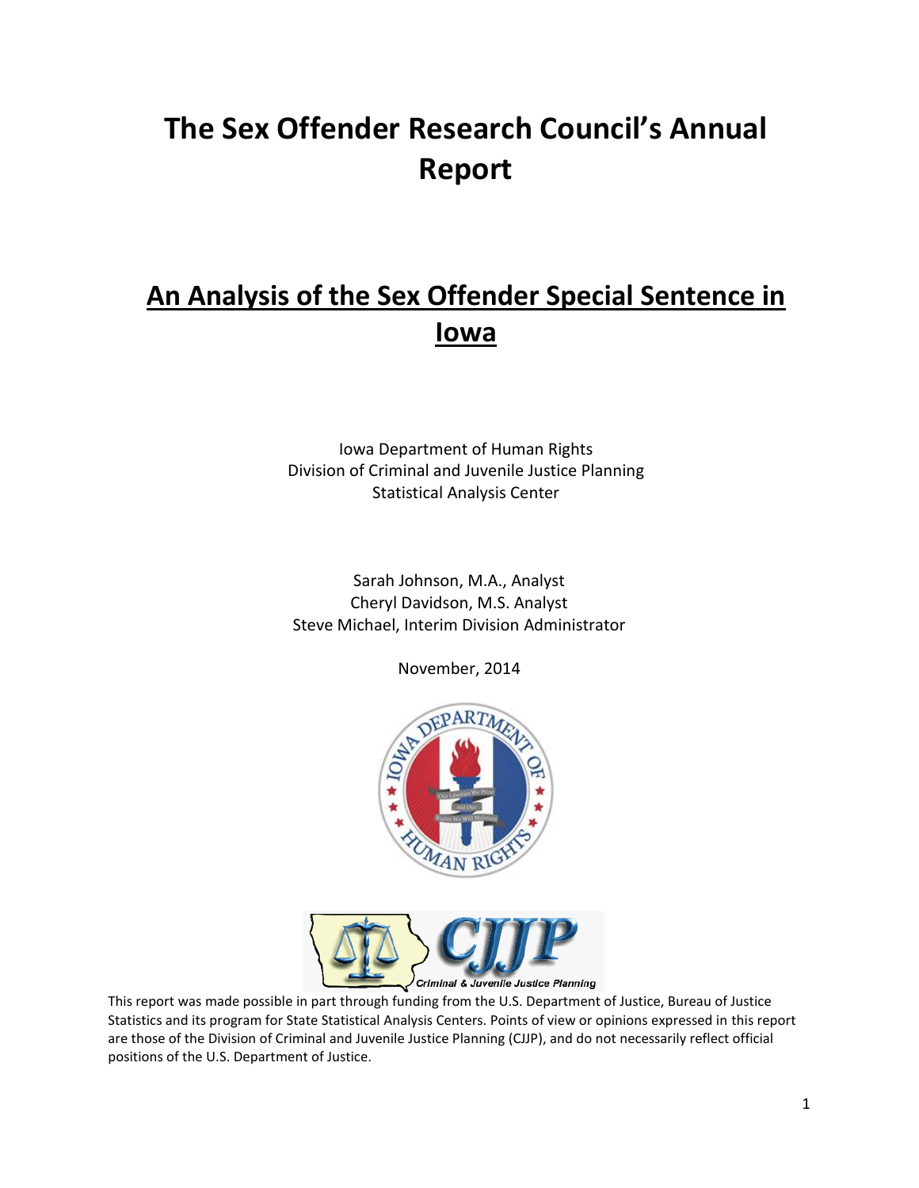# The Sex Offender Research Council's Annual Report

## An Analysis of the Sex Offender Special Sentence in Iowa

Iowa Department of Human Rights
Division of Criminal and Juvenile Justice Planning
Statistical Analysis Center

Sarah Johnson, M.A., Analyst
Cheryl Davidson, M.S. Analyst
Steve Michael, Interim Division Administrator

November, 2014

This report was made possible in part through funding from the U.S. Department of Justice, Bureau of Justice Statistics and its program for State Statistical Analysis Centers. Points of view or opinions expressed in this report are those of the Division of Criminal and Juvenile Justice Planning (CJJP), and do not necessarily reflect official positions of the U.S. Department of Justice.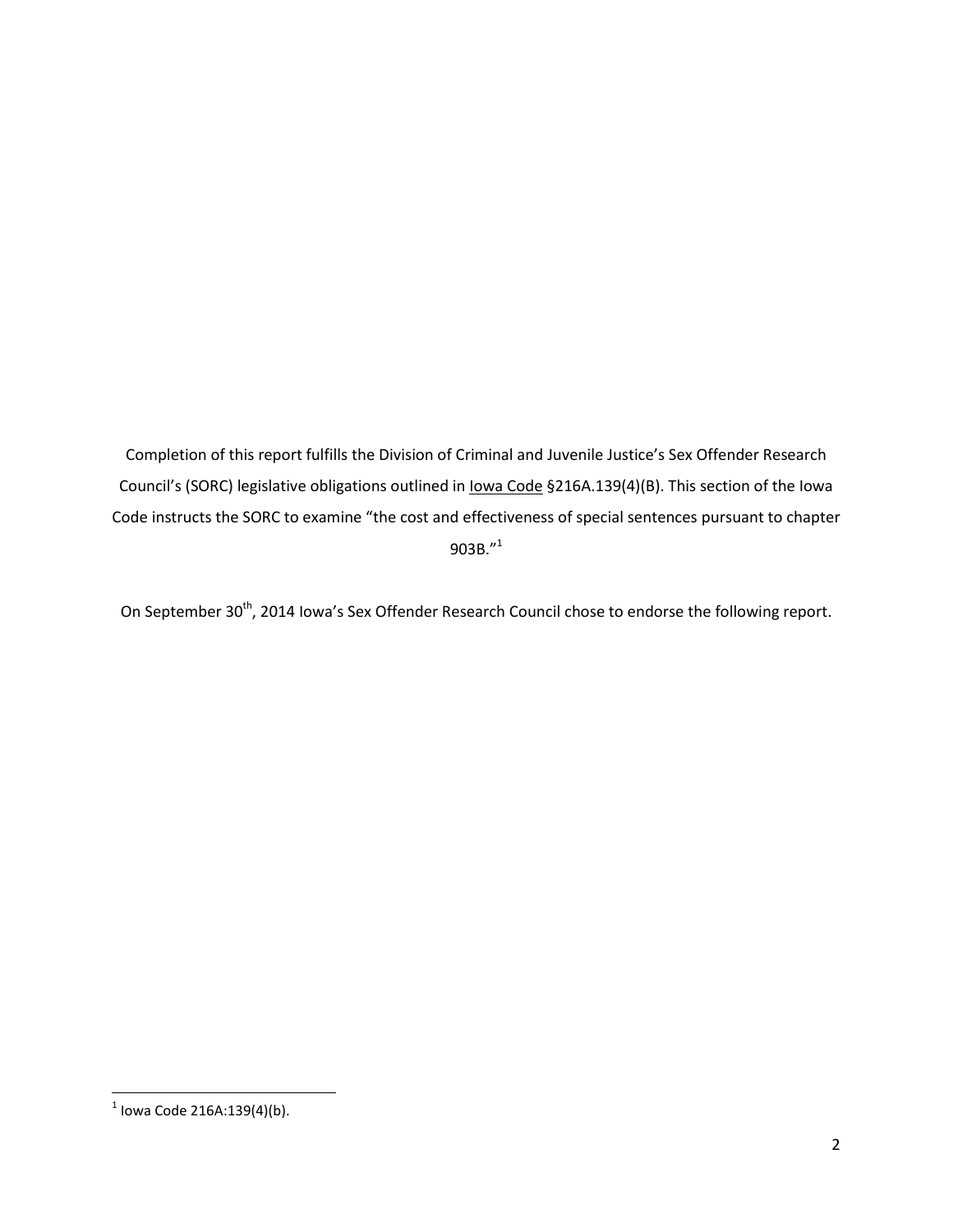Completion of this report fulfills the Division of Criminal and Juvenile Justice's Sex Offender Research Council's (SORC) legislative obligations outlined in Iowa Code §216A.139(4)(B). This section of the Iowa Code instructs the SORC to examine "the cost and effectiveness of special sentences pursuant to chapter 903B."[1]

On September 30th, 2014 Iowa's Sex Offender Research Council chose to endorse the following report.

---

[1] Iowa Code 216A:139(4)(b).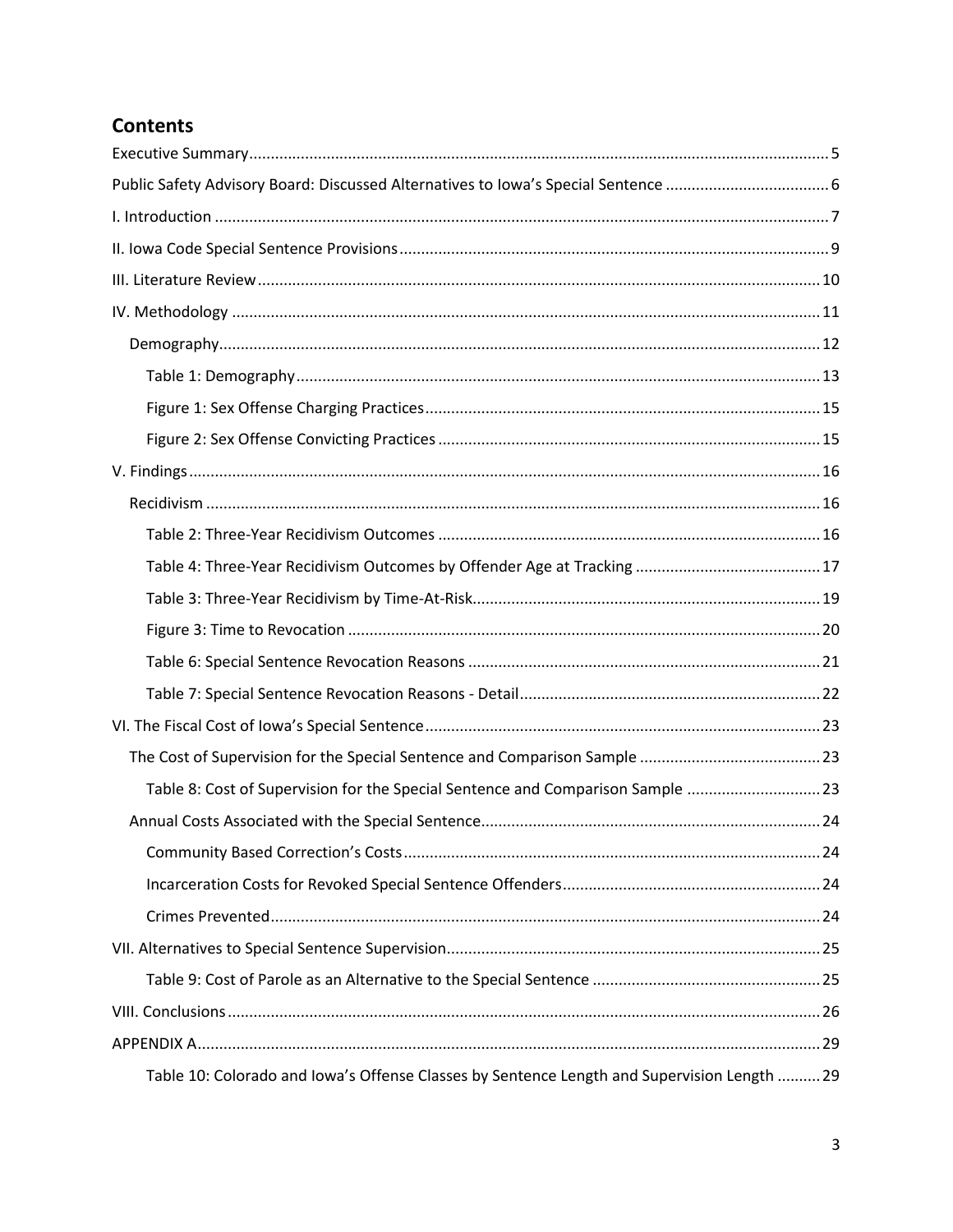## Contents

Executive Summary ..... 5
Public Safety Advisory Board: Discussed Alternatives to Iowa's Special Sentence ..... 6
I. Introduction ..... 7
II. Iowa Code Special Sentence Provisions ..... 9
III. Literature Review ..... 10
IV. Methodology ..... 11
- Demography ..... 12
  - Table 1: Demography ..... 13
  - Figure 1: Sex Offense Charging Practices ..... 15
  - Figure 2: Sex Offense Convicting Practices ..... 15

V. Findings ..... 16
- Recidivism ..... 16
  - Table 2: Three-Year Recidivism Outcomes ..... 16
  - Table 4: Three-Year Recidivism Outcomes by Offender Age at Tracking ..... 17
  - Table 3: Three-Year Recidivism by Time-At-Risk ..... 19
  - Figure 3: Time to Revocation ..... 20
  - Table 6: Special Sentence Revocation Reasons ..... 21
  - Table 7: Special Sentence Revocation Reasons - Detail ..... 22

VI. The Fiscal Cost of Iowa's Special Sentence ..... 23
- The Cost of Supervision for the Special Sentence and Comparison Sample ..... 23
  - Table 8: Cost of Supervision for the Special Sentence and Comparison Sample ..... 23
- Annual Costs Associated with the Special Sentence ..... 24
  - Community Based Correction's Costs ..... 24
  - Incarceration Costs for Revoked Special Sentence Offenders ..... 24
  - Crimes Prevented ..... 24

VII. Alternatives to Special Sentence Supervision ..... 25
  - Table 9: Cost of Parole as an Alternative to the Special Sentence ..... 25

VIII. Conclusions ..... 26
APPENDIX A ..... 29
  - Table 10: Colorado and Iowa's Offense Classes by Sentence Length and Supervision Length ..... 29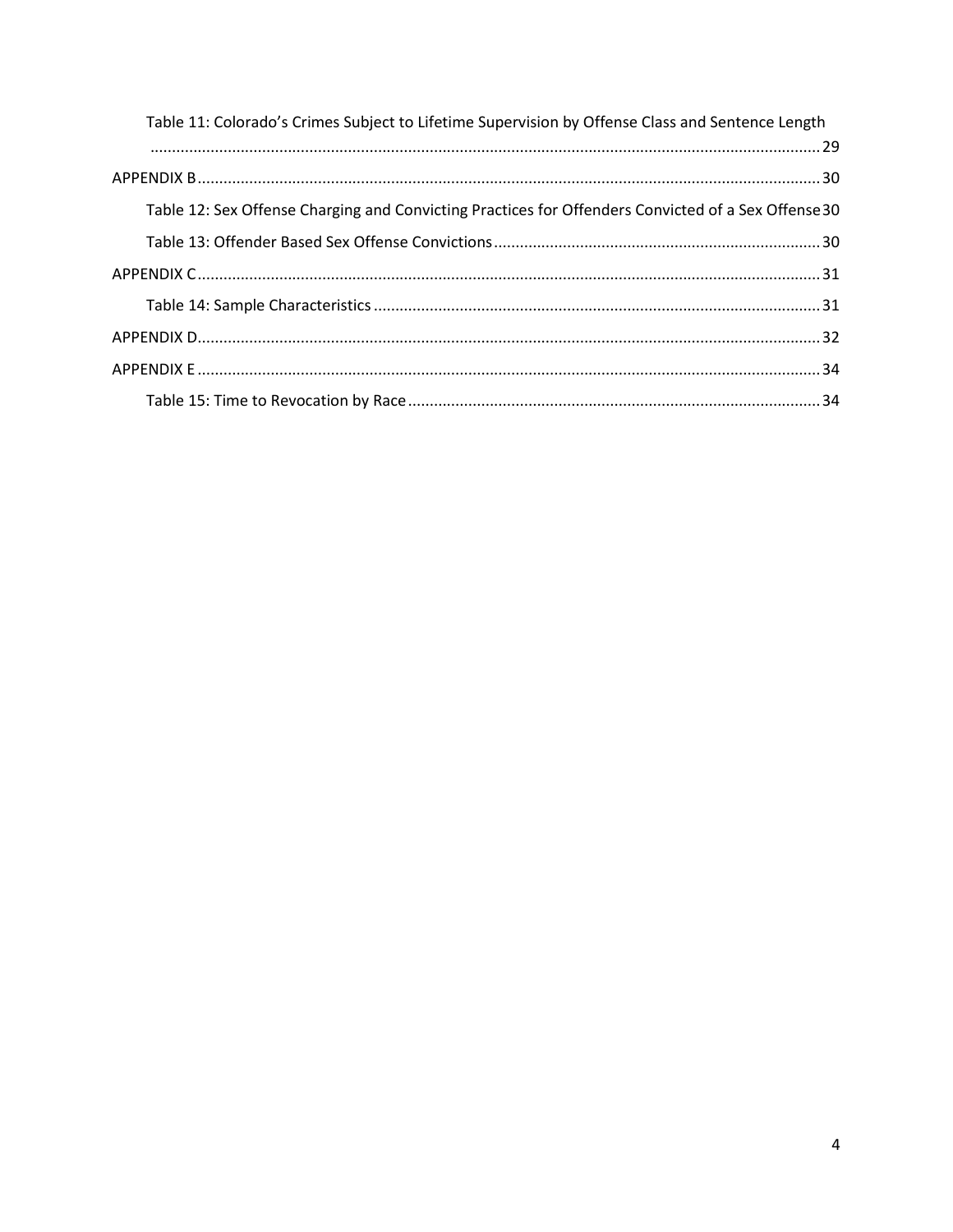Table 11: Colorado's Crimes Subject to Lifetime Supervision by Offense Class and Sentence Length ........ 29

APPENDIX B ........ 30

Table 12: Sex Offense Charging and Convicting Practices for Offenders Convicted of a Sex Offense ........ 30

Table 13: Offender Based Sex Offense Convictions ........ 30

APPENDIX C ........ 31

Table 14: Sample Characteristics ........ 31

APPENDIX D ........ 32

APPENDIX E ........ 34

Table 15: Time to Revocation by Race ........ 34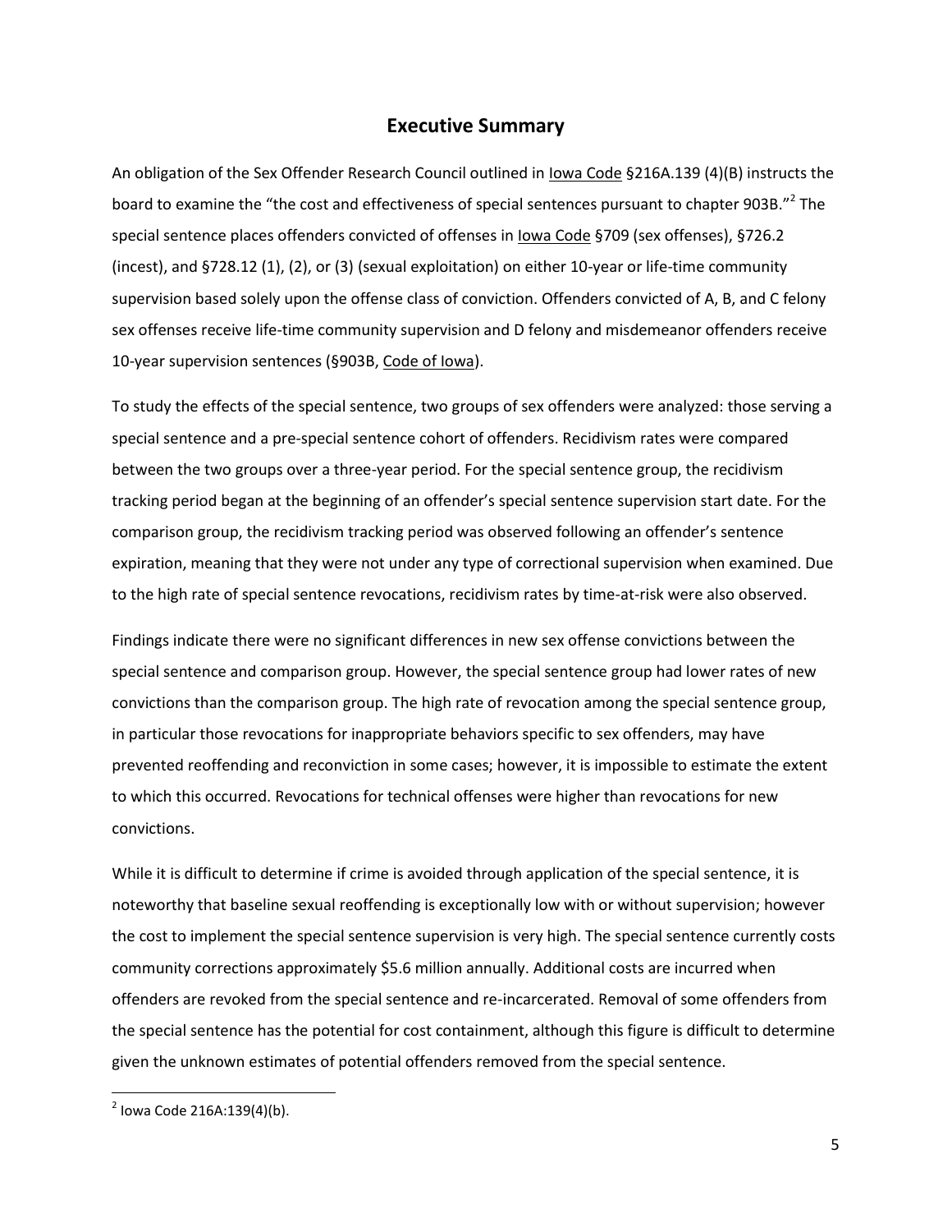## Executive Summary

An obligation of the Sex Offender Research Council outlined in Iowa Code §216A.139 (4)(B) instructs the board to examine the "the cost and effectiveness of special sentences pursuant to chapter 903B."[2] The special sentence places offenders convicted of offenses in Iowa Code §709 (sex offenses), §726.2 (incest), and §728.12 (1), (2), or (3) (sexual exploitation) on either 10-year or life-time community supervision based solely upon the offense class of conviction. Offenders convicted of A, B, and C felony sex offenses receive life-time community supervision and D felony and misdemeanor offenders receive 10-year supervision sentences (§903B, Code of Iowa).

To study the effects of the special sentence, two groups of sex offenders were analyzed: those serving a special sentence and a pre-special sentence cohort of offenders. Recidivism rates were compared between the two groups over a three-year period. For the special sentence group, the recidivism tracking period began at the beginning of an offender's special sentence supervision start date. For the comparison group, the recidivism tracking period was observed following an offender's sentence expiration, meaning that they were not under any type of correctional supervision when examined. Due to the high rate of special sentence revocations, recidivism rates by time-at-risk were also observed.

Findings indicate there were no significant differences in new sex offense convictions between the special sentence and comparison group. However, the special sentence group had lower rates of new convictions than the comparison group. The high rate of revocation among the special sentence group, in particular those revocations for inappropriate behaviors specific to sex offenders, may have prevented reoffending and reconviction in some cases; however, it is impossible to estimate the extent to which this occurred. Revocations for technical offenses were higher than revocations for new convictions.

While it is difficult to determine if crime is avoided through application of the special sentence, it is noteworthy that baseline sexual reoffending is exceptionally low with or without supervision; however the cost to implement the special sentence supervision is very high. The special sentence currently costs community corrections approximately $5.6 million annually. Additional costs are incurred when offenders are revoked from the special sentence and re-incarcerated. Removal of some offenders from the special sentence has the potential for cost containment, although this figure is difficult to determine given the unknown estimates of potential offenders removed from the special sentence.

---

[2] Iowa Code 216A:139(4)(b).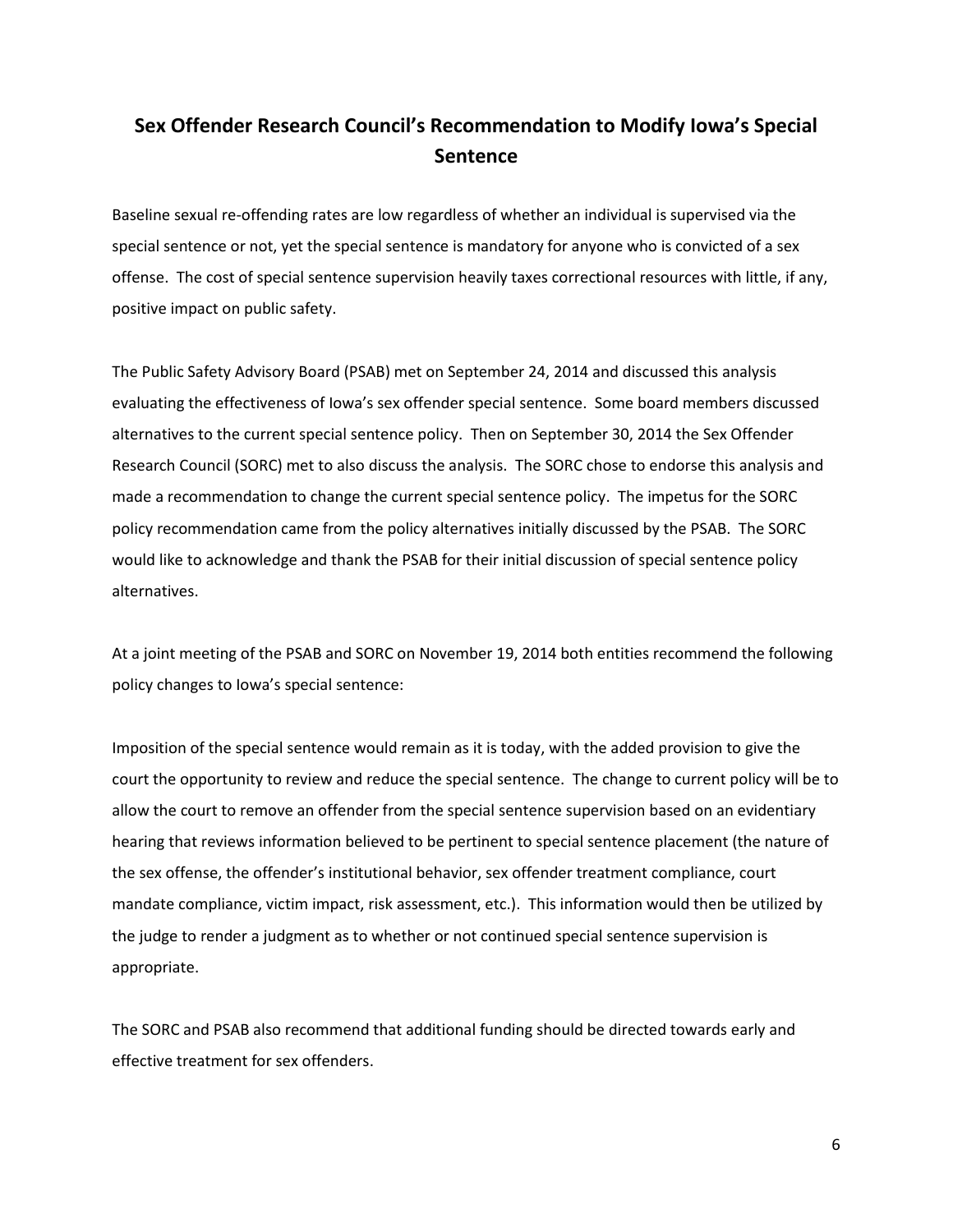# Sex Offender Research Council's Recommendation to Modify Iowa's Special Sentence

Baseline sexual re-offending rates are low regardless of whether an individual is supervised via the special sentence or not, yet the special sentence is mandatory for anyone who is convicted of a sex offense. The cost of special sentence supervision heavily taxes correctional resources with little, if any, positive impact on public safety.

The Public Safety Advisory Board (PSAB) met on September 24, 2014 and discussed this analysis evaluating the effectiveness of Iowa's sex offender special sentence. Some board members discussed alternatives to the current special sentence policy. Then on September 30, 2014 the Sex Offender Research Council (SORC) met to also discuss the analysis. The SORC chose to endorse this analysis and made a recommendation to change the current special sentence policy. The impetus for the SORC policy recommendation came from the policy alternatives initially discussed by the PSAB. The SORC would like to acknowledge and thank the PSAB for their initial discussion of special sentence policy alternatives.

At a joint meeting of the PSAB and SORC on November 19, 2014 both entities recommend the following policy changes to Iowa's special sentence:

Imposition of the special sentence would remain as it is today, with the added provision to give the court the opportunity to review and reduce the special sentence. The change to current policy will be to allow the court to remove an offender from the special sentence supervision based on an evidentiary hearing that reviews information believed to be pertinent to special sentence placement (the nature of the sex offense, the offender's institutional behavior, sex offender treatment compliance, court mandate compliance, victim impact, risk assessment, etc.). This information would then be utilized by the judge to render a judgment as to whether or not continued special sentence supervision is appropriate.

The SORC and PSAB also recommend that additional funding should be directed towards early and effective treatment for sex offenders.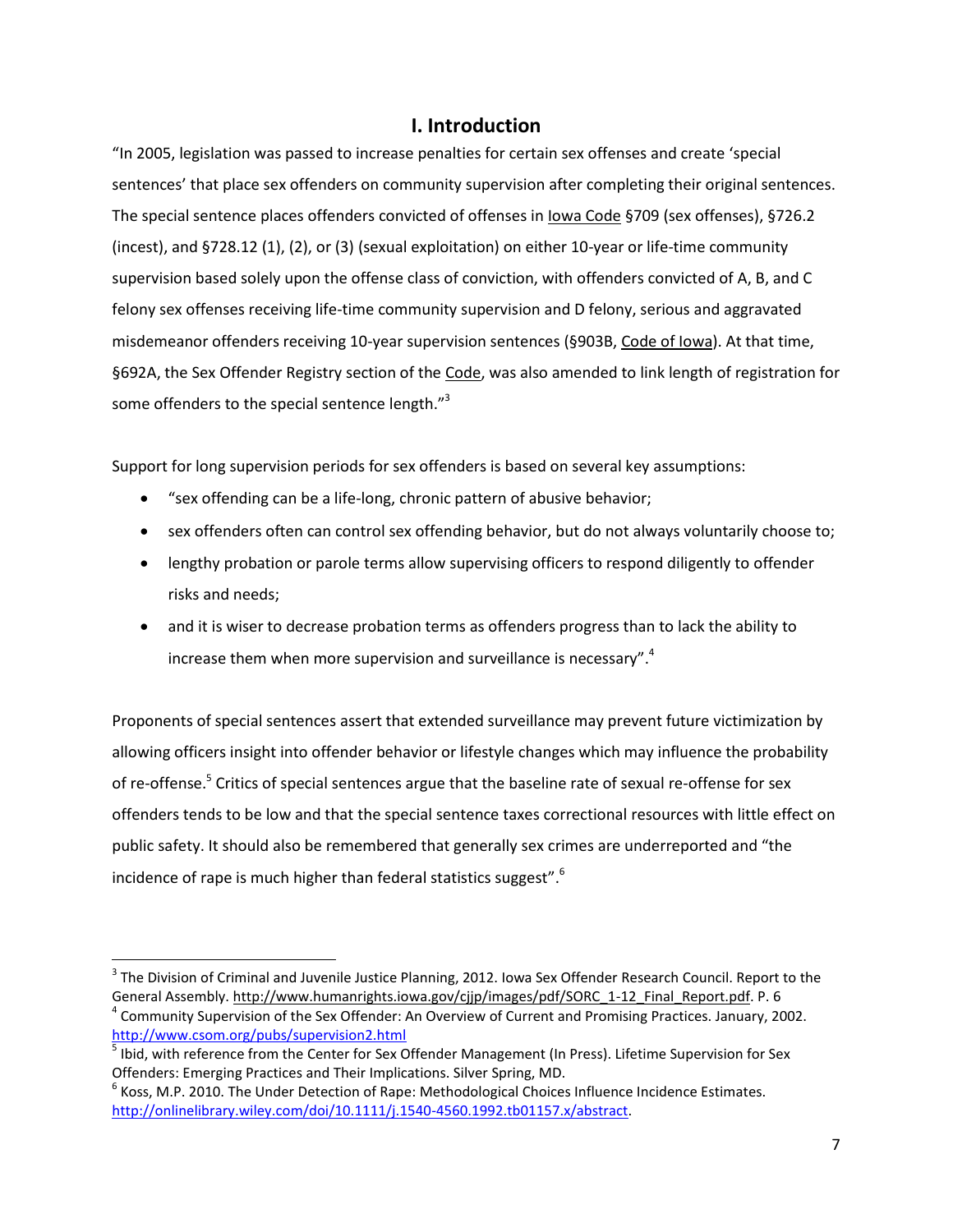## I. Introduction

"In 2005, legislation was passed to increase penalties for certain sex offenses and create 'special sentences' that place sex offenders on community supervision after completing their original sentences. The special sentence places offenders convicted of offenses in Iowa Code §709 (sex offenses), §726.2 (incest), and §728.12 (1), (2), or (3) (sexual exploitation) on either 10-year or life-time community supervision based solely upon the offense class of conviction, with offenders convicted of A, B, and C felony sex offenses receiving life-time community supervision and D felony, serious and aggravated misdemeanor offenders receiving 10-year supervision sentences (§903B, Code of Iowa). At that time, §692A, the Sex Offender Registry section of the Code, was also amended to link length of registration for some offenders to the special sentence length."[3]

Support for long supervision periods for sex offenders is based on several key assumptions:

- "sex offending can be a life-long, chronic pattern of abusive behavior;
- sex offenders often can control sex offending behavior, but do not always voluntarily choose to;
- lengthy probation or parole terms allow supervising officers to respond diligently to offender risks and needs;
- and it is wiser to decrease probation terms as offenders progress than to lack the ability to increase them when more supervision and surveillance is necessary".[4]

Proponents of special sentences assert that extended surveillance may prevent future victimization by allowing officers insight into offender behavior or lifestyle changes which may influence the probability of re-offense.[5] Critics of special sentences argue that the baseline rate of sexual re-offense for sex offenders tends to be low and that the special sentence taxes correctional resources with little effect on public safety. It should also be remembered that generally sex crimes are underreported and "the incidence of rape is much higher than federal statistics suggest".[6]

---

[3] The Division of Criminal and Juvenile Justice Planning, 2012. Iowa Sex Offender Research Council. Report to the General Assembly. http://www.humanrights.iowa.gov/cjjp/images/pdf/SORC_1-12_Final_Report.pdf. P. 6

[4] Community Supervision of the Sex Offender: An Overview of Current and Promising Practices. January, 2002. http://www.csom.org/pubs/supervision2.html

[5] Ibid, with reference from the Center for Sex Offender Management (In Press). Lifetime Supervision for Sex Offenders: Emerging Practices and Their Implications. Silver Spring, MD.

[6] Koss, M.P. 2010. The Under Detection of Rape: Methodological Choices Influence Incidence Estimates. http://onlinelibrary.wiley.com/doi/10.1111/j.1540-4560.1992.tb01157.x/abstract.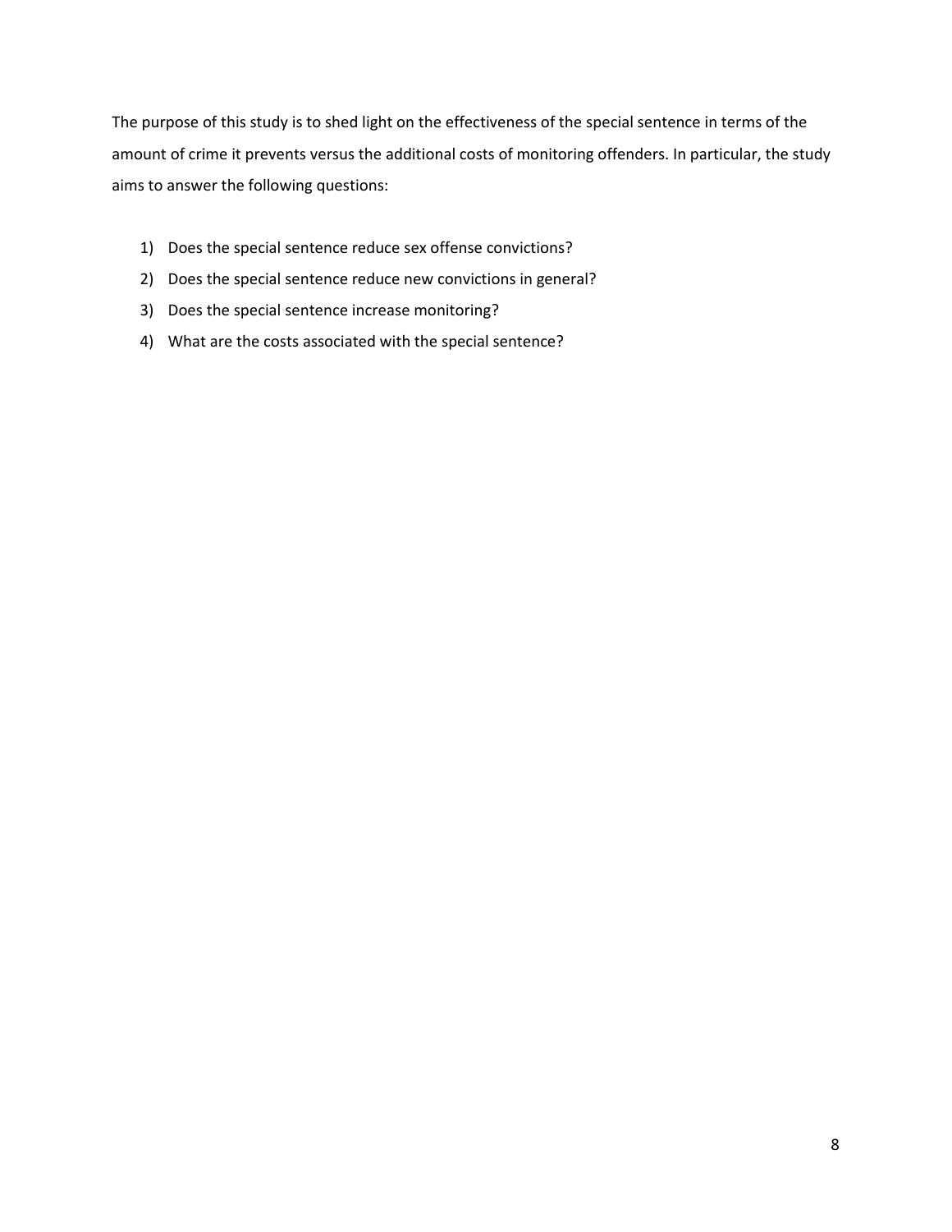The purpose of this study is to shed light on the effectiveness of the special sentence in terms of the amount of crime it prevents versus the additional costs of monitoring offenders. In particular, the study aims to answer the following questions:

1) Does the special sentence reduce sex offense convictions?
2) Does the special sentence reduce new convictions in general?
3) Does the special sentence increase monitoring?
4) What are the costs associated with the special sentence?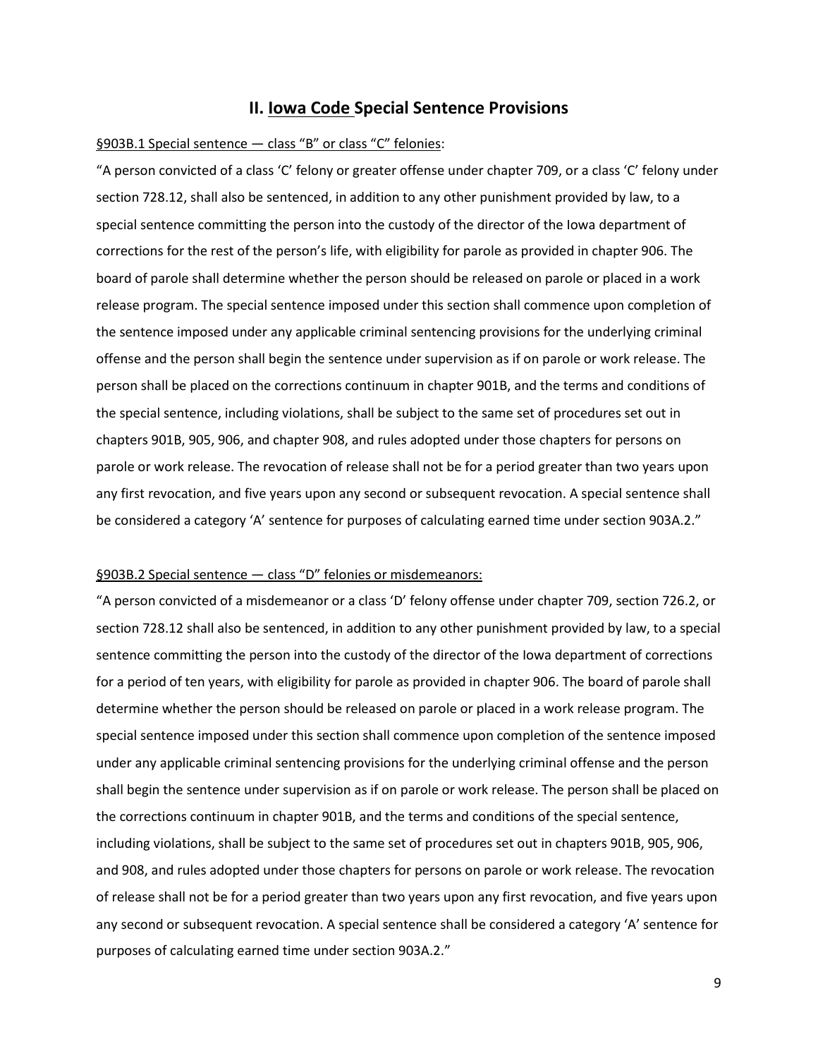## II. Iowa Code Special Sentence Provisions

§903B.1 Special sentence — class "B" or class "C" felonies:

"A person convicted of a class 'C' felony or greater offense under chapter 709, or a class 'C' felony under section 728.12, shall also be sentenced, in addition to any other punishment provided by law, to a special sentence committing the person into the custody of the director of the Iowa department of corrections for the rest of the person's life, with eligibility for parole as provided in chapter 906. The board of parole shall determine whether the person should be released on parole or placed in a work release program. The special sentence imposed under this section shall commence upon completion of the sentence imposed under any applicable criminal sentencing provisions for the underlying criminal offense and the person shall begin the sentence under supervision as if on parole or work release. The person shall be placed on the corrections continuum in chapter 901B, and the terms and conditions of the special sentence, including violations, shall be subject to the same set of procedures set out in chapters 901B, 905, 906, and chapter 908, and rules adopted under those chapters for persons on parole or work release. The revocation of release shall not be for a period greater than two years upon any first revocation, and five years upon any second or subsequent revocation. A special sentence shall be considered a category 'A' sentence for purposes of calculating earned time under section 903A.2."

§903B.2 Special sentence — class "D" felonies or misdemeanors:

"A person convicted of a misdemeanor or a class 'D' felony offense under chapter 709, section 726.2, or section 728.12 shall also be sentenced, in addition to any other punishment provided by law, to a special sentence committing the person into the custody of the director of the Iowa department of corrections for a period of ten years, with eligibility for parole as provided in chapter 906. The board of parole shall determine whether the person should be released on parole or placed in a work release program. The special sentence imposed under this section shall commence upon completion of the sentence imposed under any applicable criminal sentencing provisions for the underlying criminal offense and the person shall begin the sentence under supervision as if on parole or work release. The person shall be placed on the corrections continuum in chapter 901B, and the terms and conditions of the special sentence, including violations, shall be subject to the same set of procedures set out in chapters 901B, 905, 906, and 908, and rules adopted under those chapters for persons on parole or work release. The revocation of release shall not be for a period greater than two years upon any first revocation, and five years upon any second or subsequent revocation. A special sentence shall be considered a category 'A' sentence for purposes of calculating earned time under section 903A.2."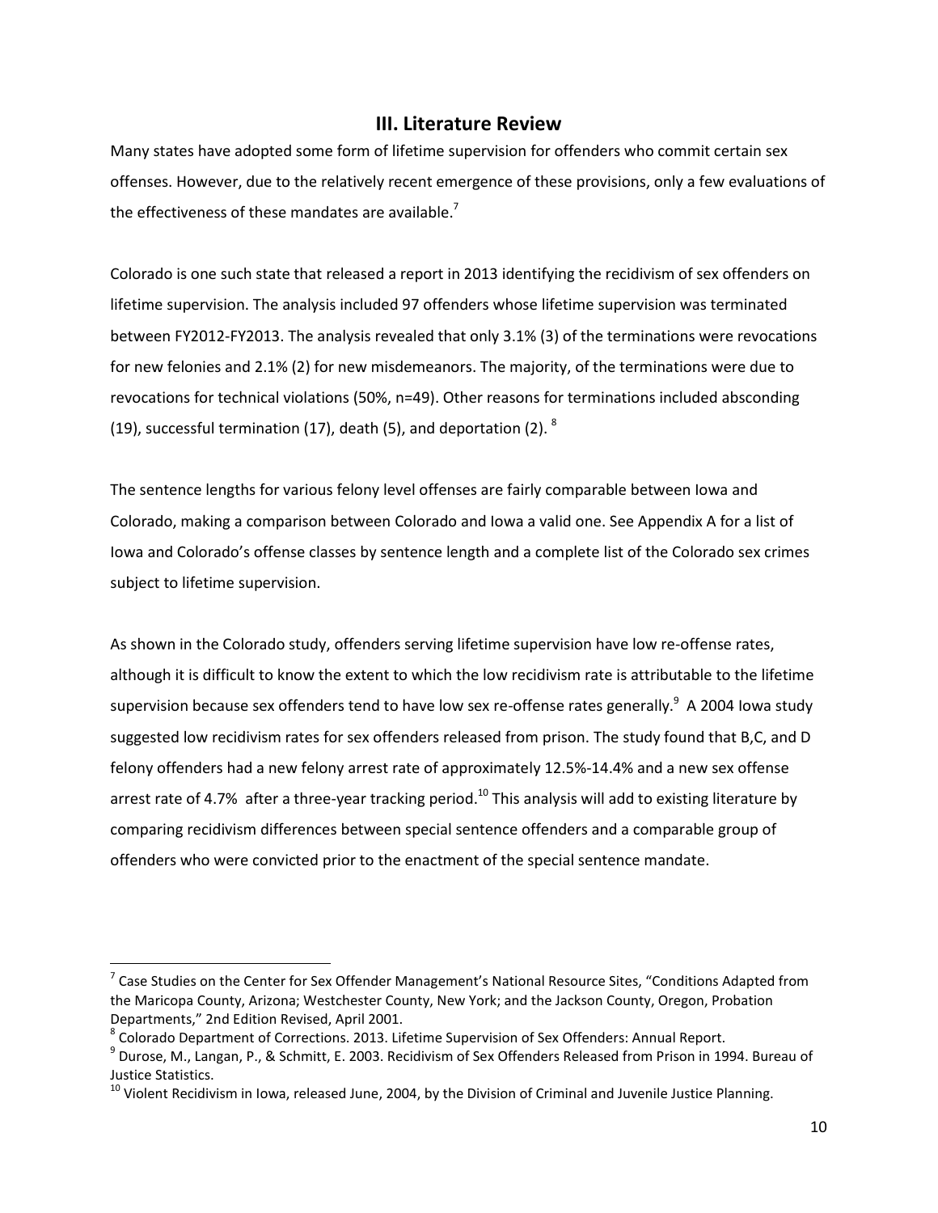## III. Literature Review

Many states have adopted some form of lifetime supervision for offenders who commit certain sex offenses. However, due to the relatively recent emergence of these provisions, only a few evaluations of the effectiveness of these mandates are available.[7]

Colorado is one such state that released a report in 2013 identifying the recidivism of sex offenders on lifetime supervision. The analysis included 97 offenders whose lifetime supervision was terminated between FY2012-FY2013. The analysis revealed that only 3.1% (3) of the terminations were revocations for new felonies and 2.1% (2) for new misdemeanors. The majority, of the terminations were due to revocations for technical violations (50%, n=49). Other reasons for terminations included absconding (19), successful termination (17), death (5), and deportation (2).[8]

The sentence lengths for various felony level offenses are fairly comparable between Iowa and Colorado, making a comparison between Colorado and Iowa a valid one. See Appendix A for a list of Iowa and Colorado's offense classes by sentence length and a complete list of the Colorado sex crimes subject to lifetime supervision.

As shown in the Colorado study, offenders serving lifetime supervision have low re-offense rates, although it is difficult to know the extent to which the low recidivism rate is attributable to the lifetime supervision because sex offenders tend to have low sex re-offense rates generally.[9] A 2004 Iowa study suggested low recidivism rates for sex offenders released from prison. The study found that B,C, and D felony offenders had a new felony arrest rate of approximately 12.5%-14.4% and a new sex offense arrest rate of 4.7% after a three-year tracking period.[10] This analysis will add to existing literature by comparing recidivism differences between special sentence offenders and a comparable group of offenders who were convicted prior to the enactment of the special sentence mandate.

---

[7] Case Studies on the Center for Sex Offender Management's National Resource Sites, "Conditions Adapted from the Maricopa County, Arizona; Westchester County, New York; and the Jackson County, Oregon, Probation Departments," 2nd Edition Revised, April 2001.

[8] Colorado Department of Corrections. 2013. Lifetime Supervision of Sex Offenders: Annual Report.

[9] Durose, M., Langan, P., & Schmitt, E. 2003. Recidivism of Sex Offenders Released from Prison in 1994. Bureau of Justice Statistics.

[10] Violent Recidivism in Iowa, released June, 2004, by the Division of Criminal and Juvenile Justice Planning.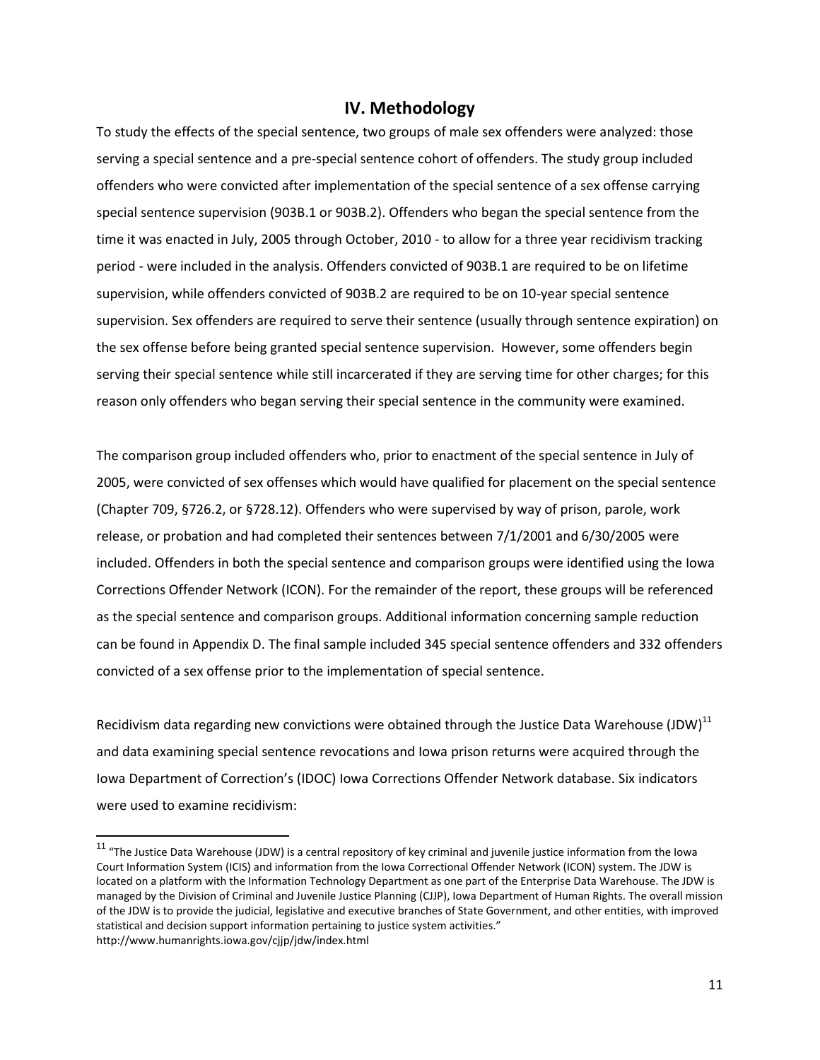## IV. Methodology

To study the effects of the special sentence, two groups of male sex offenders were analyzed: those serving a special sentence and a pre-special sentence cohort of offenders. The study group included offenders who were convicted after implementation of the special sentence of a sex offense carrying special sentence supervision (903B.1 or 903B.2). Offenders who began the special sentence from the time it was enacted in July, 2005 through October, 2010 - to allow for a three year recidivism tracking period - were included in the analysis. Offenders convicted of 903B.1 are required to be on lifetime supervision, while offenders convicted of 903B.2 are required to be on 10-year special sentence supervision. Sex offenders are required to serve their sentence (usually through sentence expiration) on the sex offense before being granted special sentence supervision. However, some offenders begin serving their special sentence while still incarcerated if they are serving time for other charges; for this reason only offenders who began serving their special sentence in the community were examined.

The comparison group included offenders who, prior to enactment of the special sentence in July of 2005, were convicted of sex offenses which would have qualified for placement on the special sentence (Chapter 709, §726.2, or §728.12). Offenders who were supervised by way of prison, parole, work release, or probation and had completed their sentences between 7/1/2001 and 6/30/2005 were included. Offenders in both the special sentence and comparison groups were identified using the Iowa Corrections Offender Network (ICON). For the remainder of the report, these groups will be referenced as the special sentence and comparison groups. Additional information concerning sample reduction can be found in Appendix D. The final sample included 345 special sentence offenders and 332 offenders convicted of a sex offense prior to the implementation of special sentence.

Recidivism data regarding new convictions were obtained through the Justice Data Warehouse (JDW)[11] and data examining special sentence revocations and Iowa prison returns were acquired through the Iowa Department of Correction's (IDOC) Iowa Corrections Offender Network database. Six indicators were used to examine recidivism:

[11] "The Justice Data Warehouse (JDW) is a central repository of key criminal and juvenile justice information from the Iowa Court Information System (ICIS) and information from the Iowa Correctional Offender Network (ICON) system. The JDW is located on a platform with the Information Technology Department as one part of the Enterprise Data Warehouse. The JDW is managed by the Division of Criminal and Juvenile Justice Planning (CJJP), Iowa Department of Human Rights. The overall mission of the JDW is to provide the judicial, legislative and executive branches of State Government, and other entities, with improved statistical and decision support information pertaining to justice system activities." http://www.humanrights.iowa.gov/cjjp/jdw/index.html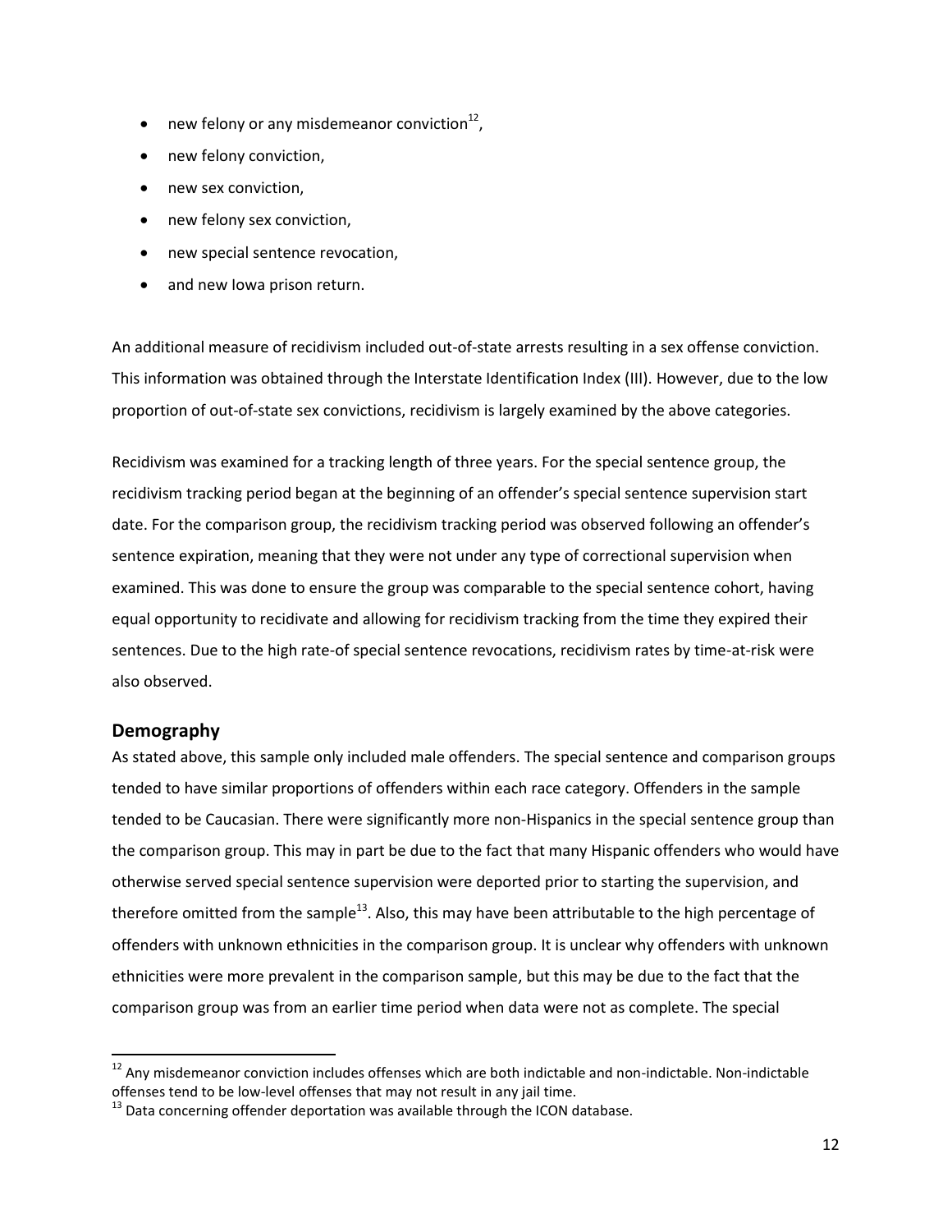- new felony or any misdemeanor conviction[12],
- new felony conviction,
- new sex conviction,
- new felony sex conviction,
- new special sentence revocation,
- and new Iowa prison return.

An additional measure of recidivism included out-of-state arrests resulting in a sex offense conviction. This information was obtained through the Interstate Identification Index (III). However, due to the low proportion of out-of-state sex convictions, recidivism is largely examined by the above categories.

Recidivism was examined for a tracking length of three years. For the special sentence group, the recidivism tracking period began at the beginning of an offender's special sentence supervision start date. For the comparison group, the recidivism tracking period was observed following an offender's sentence expiration, meaning that they were not under any type of correctional supervision when examined. This was done to ensure the group was comparable to the special sentence cohort, having equal opportunity to recidivate and allowing for recidivism tracking from the time they expired their sentences. Due to the high rate-of special sentence revocations, recidivism rates by time-at-risk were also observed.

## Demography

As stated above, this sample only included male offenders. The special sentence and comparison groups tended to have similar proportions of offenders within each race category. Offenders in the sample tended to be Caucasian. There were significantly more non-Hispanics in the special sentence group than the comparison group. This may in part be due to the fact that many Hispanic offenders who would have otherwise served special sentence supervision were deported prior to starting the supervision, and therefore omitted from the sample[13]. Also, this may have been attributable to the high percentage of offenders with unknown ethnicities in the comparison group. It is unclear why offenders with unknown ethnicities were more prevalent in the comparison sample, but this may be due to the fact that the comparison group was from an earlier time period when data were not as complete. The special

[12] Any misdemeanor conviction includes offenses which are both indictable and non-indictable. Non-indictable offenses tend to be low-level offenses that may not result in any jail time.

[13] Data concerning offender deportation was available through the ICON database.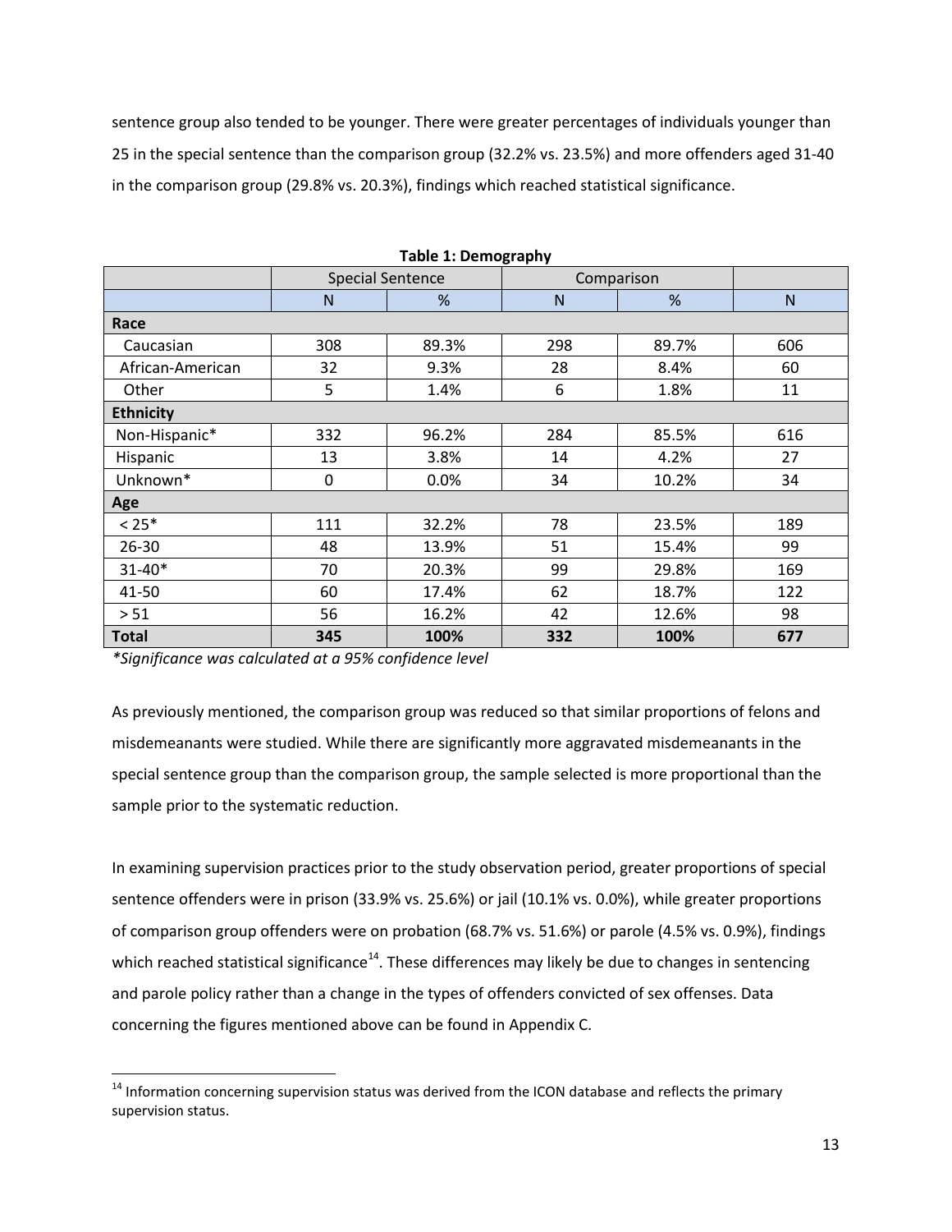sentence group also tended to be younger. There were greater percentages of individuals younger than 25 in the special sentence than the comparison group (32.2% vs. 23.5%) and more offenders aged 31-40 in the comparison group (29.8% vs. 20.3%), findings which reached statistical significance.

**Table 1: Demography**

| | Special Sentence | | Comparison | | |
|---|---|---|---|---|---|
| | N | % | N | % | N |
| **Race** | | | | | |
| Caucasian | 308 | 89.3% | 298 | 89.7% | 606 |
| African-American | 32 | 9.3% | 28 | 8.4% | 60 |
| Other | 5 | 1.4% | 6 | 1.8% | 11 |
| **Ethnicity** | | | | | |
| Non-Hispanic* | 332 | 96.2% | 284 | 85.5% | 616 |
| Hispanic | 13 | 3.8% | 14 | 4.2% | 27 |
| Unknown* | 0 | 0.0% | 34 | 10.2% | 34 |
| **Age** | | | | | |
| < 25* | 111 | 32.2% | 78 | 23.5% | 189 |
| 26-30 | 48 | 13.9% | 51 | 15.4% | 99 |
| 31-40* | 70 | 20.3% | 99 | 29.8% | 169 |
| 41-50 | 60 | 17.4% | 62 | 18.7% | 122 |
| > 51 | 56 | 16.2% | 42 | 12.6% | 98 |
| **Total** | **345** | **100%** | **332** | **100%** | **677** |

*\*Significance was calculated at a 95% confidence level*

As previously mentioned, the comparison group was reduced so that similar proportions of felons and misdemeanants were studied. While there are significantly more aggravated misdemeanants in the special sentence group than the comparison group, the sample selected is more proportional than the sample prior to the systematic reduction.

In examining supervision practices prior to the study observation period, greater proportions of special sentence offenders were in prison (33.9% vs. 25.6%) or jail (10.1% vs. 0.0%), while greater proportions of comparison group offenders were on probation (68.7% vs. 51.6%) or parole (4.5% vs. 0.9%), findings which reached statistical significance[14]. These differences may likely be due to changes in sentencing and parole policy rather than a change in the types of offenders convicted of sex offenses. Data concerning the figures mentioned above can be found in Appendix C.

[14] Information concerning supervision status was derived from the ICON database and reflects the primary supervision status.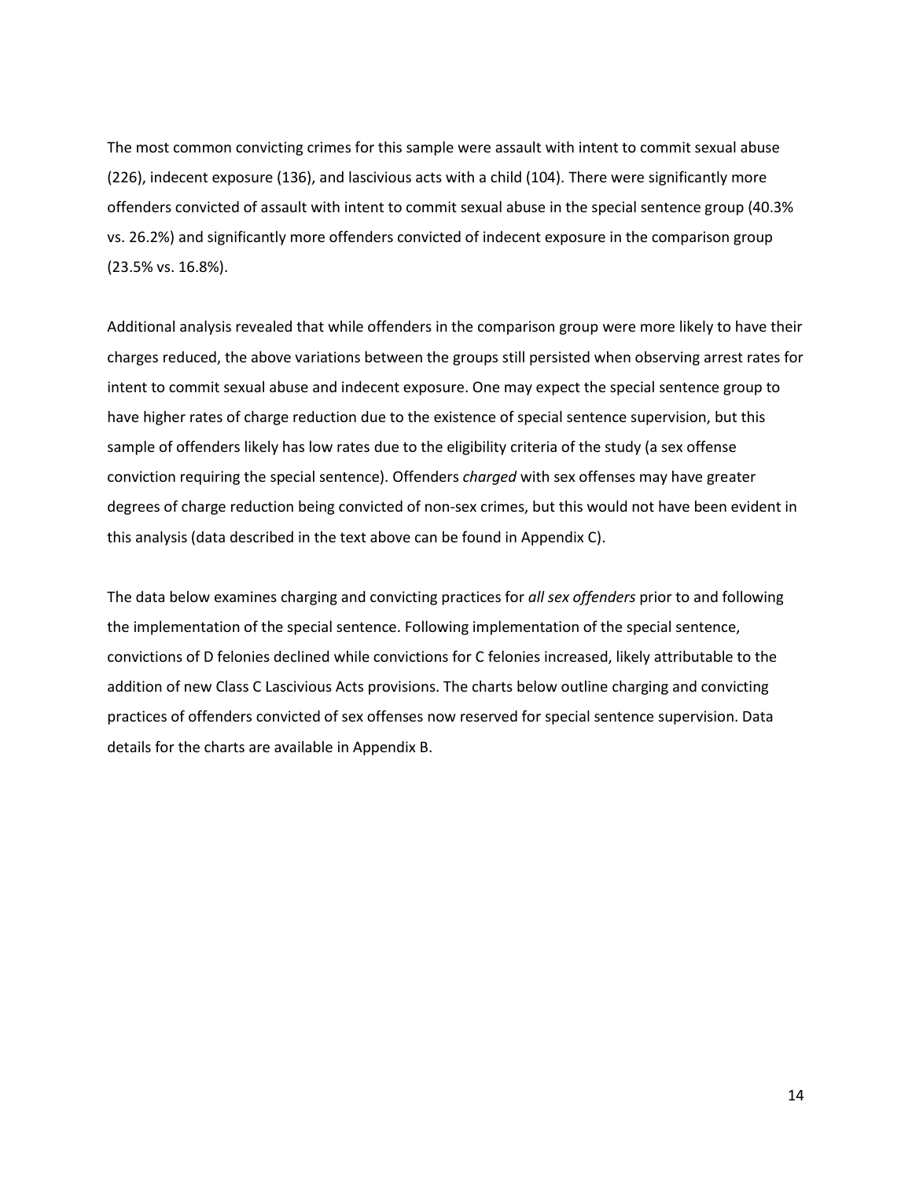The most common convicting crimes for this sample were assault with intent to commit sexual abuse (226), indecent exposure (136), and lascivious acts with a child (104). There were significantly more offenders convicted of assault with intent to commit sexual abuse in the special sentence group (40.3% vs. 26.2%) and significantly more offenders convicted of indecent exposure in the comparison group (23.5% vs. 16.8%).

Additional analysis revealed that while offenders in the comparison group were more likely to have their charges reduced, the above variations between the groups still persisted when observing arrest rates for intent to commit sexual abuse and indecent exposure. One may expect the special sentence group to have higher rates of charge reduction due to the existence of special sentence supervision, but this sample of offenders likely has low rates due to the eligibility criteria of the study (a sex offense conviction requiring the special sentence). Offenders *charged* with sex offenses may have greater degrees of charge reduction being convicted of non-sex crimes, but this would not have been evident in this analysis (data described in the text above can be found in Appendix C).

The data below examines charging and convicting practices for *all sex offenders* prior to and following the implementation of the special sentence. Following implementation of the special sentence, convictions of D felonies declined while convictions for C felonies increased, likely attributable to the addition of new Class C Lascivious Acts provisions. The charts below outline charging and convicting practices of offenders convicted of sex offenses now reserved for special sentence supervision. Data details for the charts are available in Appendix B.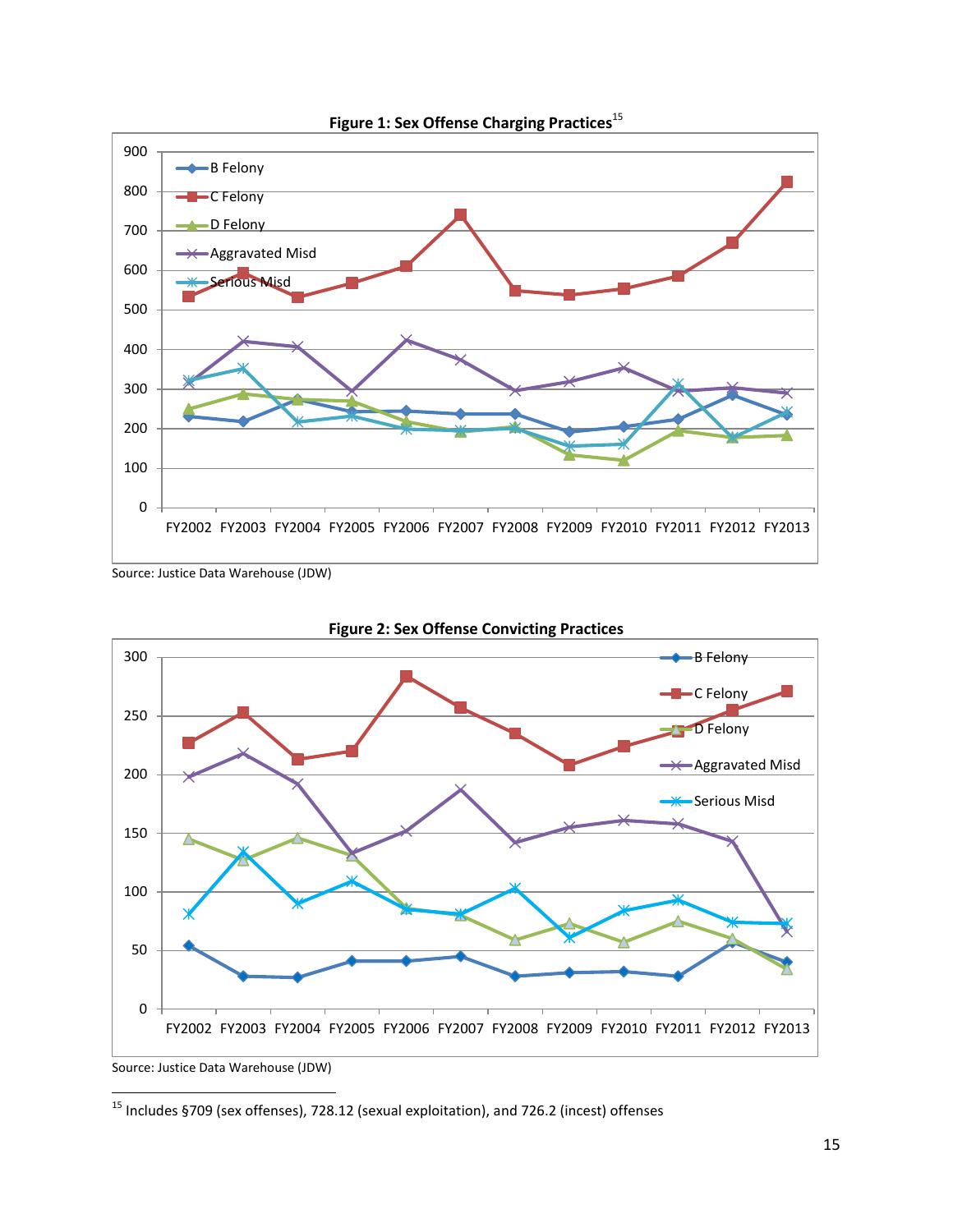**Figure 1: Sex Offense Charging Practices**[15]

Source: Justice Data Warehouse (JDW)

**Figure 2: Sex Offense Convicting Practices**

Source: Justice Data Warehouse (JDW)

[15] Includes §709 (sex offenses), 728.12 (sexual exploitation), and 726.2 (incest) offenses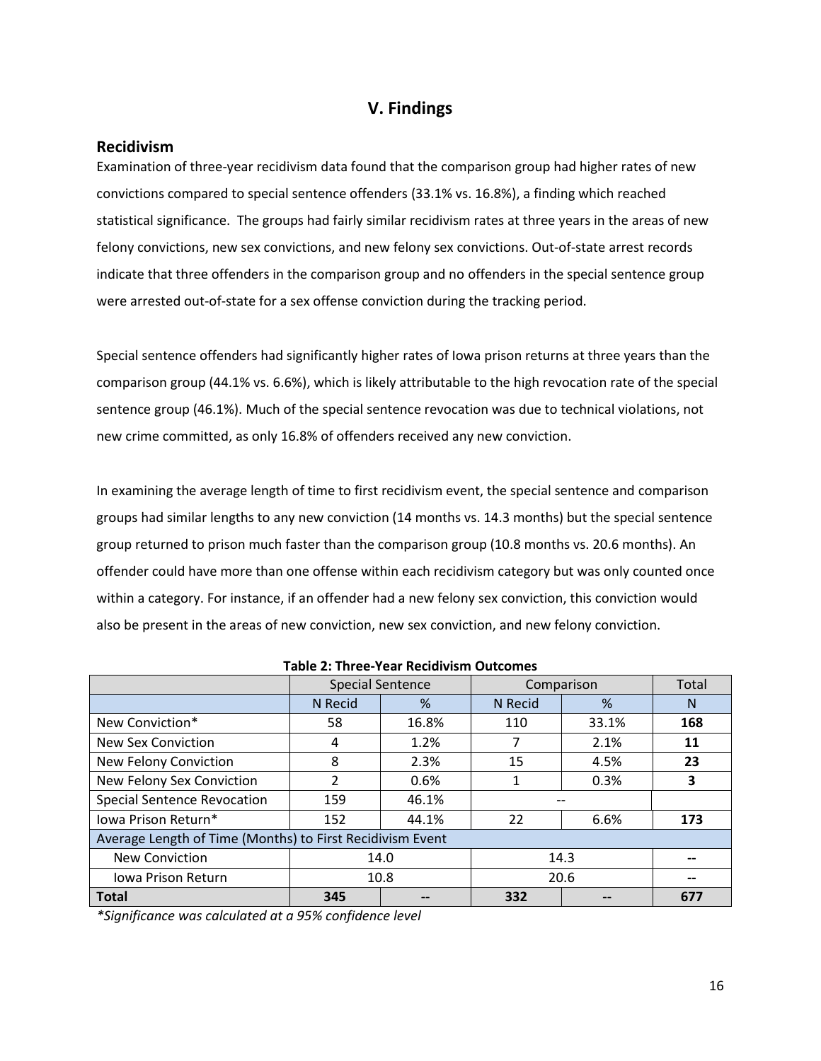# V. Findings

## Recidivism

Examination of three-year recidivism data found that the comparison group had higher rates of new convictions compared to special sentence offenders (33.1% vs. 16.8%), a finding which reached statistical significance. The groups had fairly similar recidivism rates at three years in the areas of new felony convictions, new sex convictions, and new felony sex convictions. Out-of-state arrest records indicate that three offenders in the comparison group and no offenders in the special sentence group were arrested out-of-state for a sex offense conviction during the tracking period.

Special sentence offenders had significantly higher rates of Iowa prison returns at three years than the comparison group (44.1% vs. 6.6%), which is likely attributable to the high revocation rate of the special sentence group (46.1%). Much of the special sentence revocation was due to technical violations, not new crime committed, as only 16.8% of offenders received any new conviction.

In examining the average length of time to first recidivism event, the special sentence and comparison groups had similar lengths to any new conviction (14 months vs. 14.3 months) but the special sentence group returned to prison much faster than the comparison group (10.8 months vs. 20.6 months). An offender could have more than one offense within each recidivism category but was only counted once within a category. For instance, if an offender had a new felony sex conviction, this conviction would also be present in the areas of new conviction, new sex conviction, and new felony conviction.

**Table 2: Three-Year Recidivism Outcomes**

| | Special Sentence | | Comparison | | Total |
|---|---|---|---|---|---|
| | N Recid | % | N Recid | % | N |
| New Conviction* | 58 | 16.8% | 110 | 33.1% | **168** |
| New Sex Conviction | 4 | 1.2% | 7 | 2.1% | **11** |
| New Felony Conviction | 8 | 2.3% | 15 | 4.5% | **23** |
| New Felony Sex Conviction | 2 | 0.6% | 1 | 0.3% | **3** |
| Special Sentence Revocation | 159 | 46.1% | -- | | |
| Iowa Prison Return* | 152 | 44.1% | 22 | 6.6% | **173** |
| Average Length of Time (Months) to First Recidivism Event | | | | | |
| New Conviction | 14.0 | | 14.3 | | -- |
| Iowa Prison Return | 10.8 | | 20.6 | | -- |
| **Total** | **345** | -- | **332** | -- | **677** |

*\*Significance was calculated at a 95% confidence level*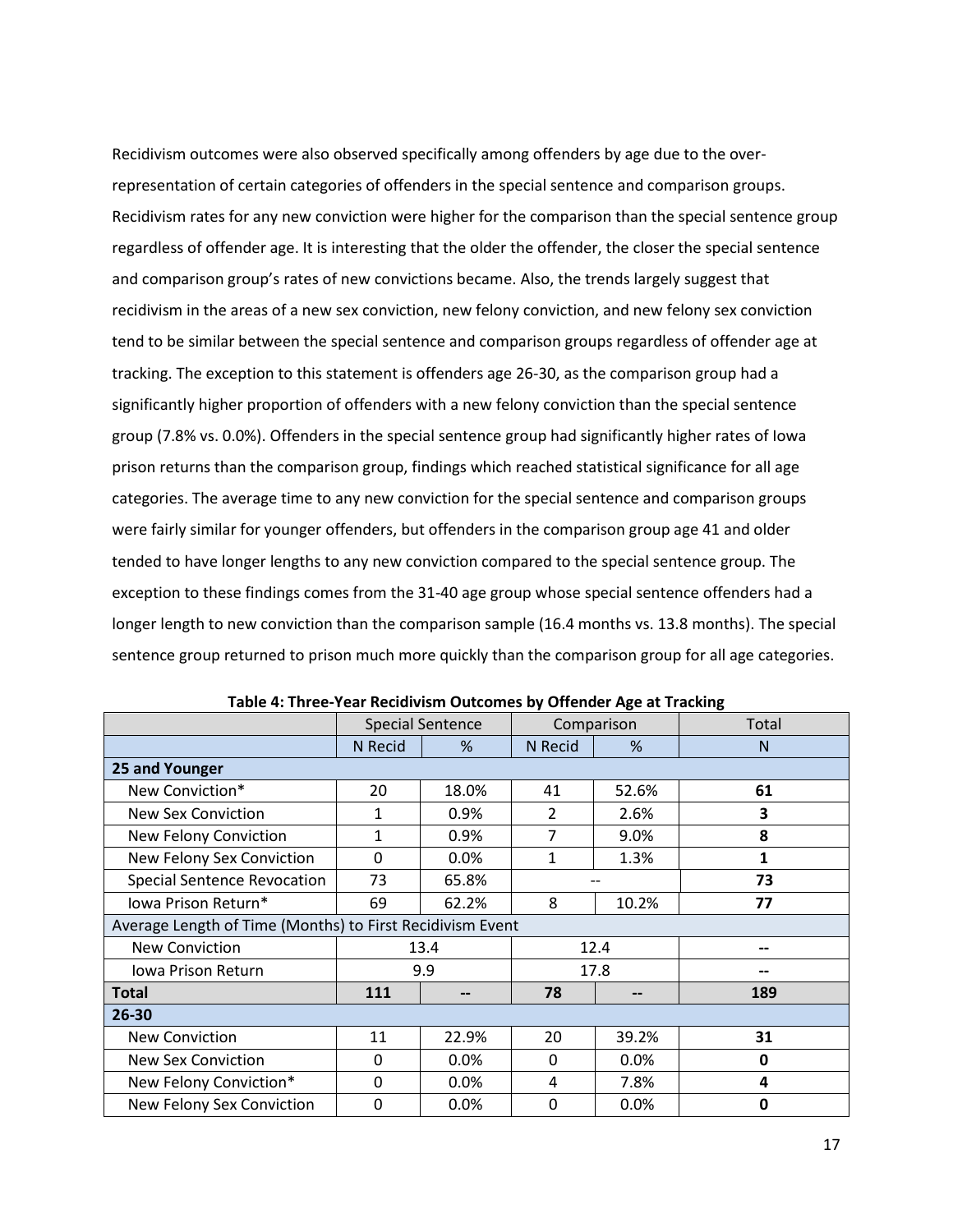Recidivism outcomes were also observed specifically among offenders by age due to the over-representation of certain categories of offenders in the special sentence and comparison groups. Recidivism rates for any new conviction were higher for the comparison than the special sentence group regardless of offender age. It is interesting that the older the offender, the closer the special sentence and comparison group's rates of new convictions became. Also, the trends largely suggest that recidivism in the areas of a new sex conviction, new felony conviction, and new felony sex conviction tend to be similar between the special sentence and comparison groups regardless of offender age at tracking. The exception to this statement is offenders age 26-30, as the comparison group had a significantly higher proportion of offenders with a new felony conviction than the special sentence group (7.8% vs. 0.0%). Offenders in the special sentence group had significantly higher rates of Iowa prison returns than the comparison group, findings which reached statistical significance for all age categories. The average time to any new conviction for the special sentence and comparison groups were fairly similar for younger offenders, but offenders in the comparison group age 41 and older tended to have longer lengths to any new conviction compared to the special sentence group. The exception to these findings comes from the 31-40 age group whose special sentence offenders had a longer length to new conviction than the comparison sample (16.4 months vs. 13.8 months). The special sentence group returned to prison much more quickly than the comparison group for all age categories.

**Table 4: Three-Year Recidivism Outcomes by Offender Age at Tracking**

| | Special Sentence | | Comparison | | Total |
|---|---|---|---|---|---|
| | N Recid | % | N Recid | % | N |
| **25 and Younger** | | | | | |
| New Conviction* | 20 | 18.0% | 41 | 52.6% | **61** |
| New Sex Conviction | 1 | 0.9% | 2 | 2.6% | **3** |
| New Felony Conviction | 1 | 0.9% | 7 | 9.0% | **8** |
| New Felony Sex Conviction | 0 | 0.0% | 1 | 1.3% | **1** |
| Special Sentence Revocation | 73 | 65.8% | -- | | **73** |
| Iowa Prison Return* | 69 | 62.2% | 8 | 10.2% | **77** |
| Average Length of Time (Months) to First Recidivism Event | | | | | |
| New Conviction | 13.4 | | 12.4 | | **--** |
| Iowa Prison Return | 9.9 | | 17.8 | | **--** |
| **Total** | **111** | **--** | **78** | **--** | **189** |
| **26-30** | | | | | |
| New Conviction | 11 | 22.9% | 20 | 39.2% | **31** |
| New Sex Conviction | 0 | 0.0% | 0 | 0.0% | **0** |
| New Felony Conviction* | 0 | 0.0% | 4 | 7.8% | **4** |
| New Felony Sex Conviction | 0 | 0.0% | 0 | 0.0% | **0** |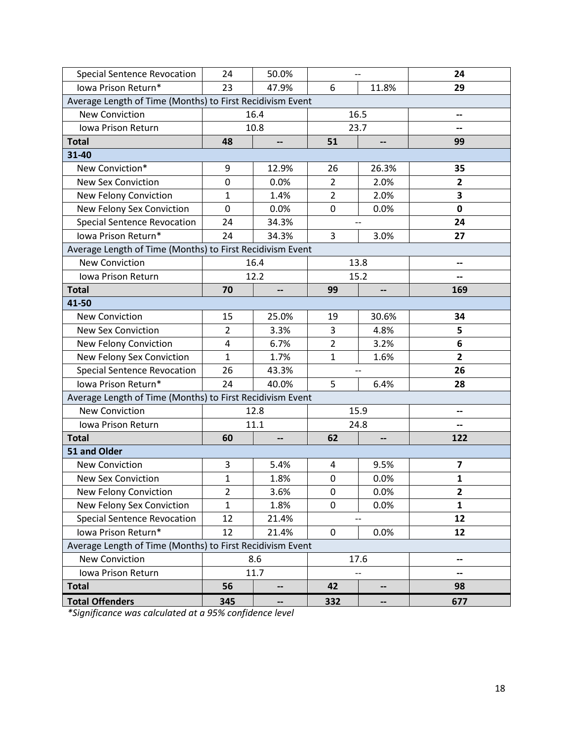| | | | | | |
|---|---|---|---|---|---|
| Special Sentence Revocation | 24 | 50.0% | -- | | **24** |
| Iowa Prison Return* | 23 | 47.9% | 6 | 11.8% | **29** |
| Average Length of Time (Months) to First Recidivism Event | | | | | |
| New Conviction | 16.4 | | 16.5 | | -- |
| Iowa Prison Return | 10.8 | | 23.7 | | -- |
| **Total** | **48** | **--** | **51** | **--** | **99** |
| **31-40** | | | | | |
| New Conviction* | 9 | 12.9% | 26 | 26.3% | **35** |
| New Sex Conviction | 0 | 0.0% | 2 | 2.0% | **2** |
| New Felony Conviction | 1 | 1.4% | 2 | 2.0% | **3** |
| New Felony Sex Conviction | 0 | 0.0% | 0 | 0.0% | **0** |
| Special Sentence Revocation | 24 | 34.3% | -- | | **24** |
| Iowa Prison Return* | 24 | 34.3% | 3 | 3.0% | **27** |
| Average Length of Time (Months) to First Recidivism Event | | | | | |
| New Conviction | 16.4 | | 13.8 | | -- |
| Iowa Prison Return | 12.2 | | 15.2 | | -- |
| **Total** | **70** | **--** | **99** | **--** | **169** |
| **41-50** | | | | | |
| New Conviction | 15 | 25.0% | 19 | 30.6% | **34** |
| New Sex Conviction | 2 | 3.3% | 3 | 4.8% | **5** |
| New Felony Conviction | 4 | 6.7% | 2 | 3.2% | **6** |
| New Felony Sex Conviction | 1 | 1.7% | 1 | 1.6% | **2** |
| Special Sentence Revocation | 26 | 43.3% | -- | | **26** |
| Iowa Prison Return* | 24 | 40.0% | 5 | 6.4% | **28** |
| Average Length of Time (Months) to First Recidivism Event | | | | | |
| New Conviction | 12.8 | | 15.9 | | -- |
| Iowa Prison Return | 11.1 | | 24.8 | | -- |
| **Total** | **60** | **--** | **62** | **--** | **122** |
| **51 and Older** | | | | | |
| New Conviction | 3 | 5.4% | 4 | 9.5% | **7** |
| New Sex Conviction | 1 | 1.8% | 0 | 0.0% | **1** |
| New Felony Conviction | 2 | 3.6% | 0 | 0.0% | **2** |
| New Felony Sex Conviction | 1 | 1.8% | 0 | 0.0% | **1** |
| Special Sentence Revocation | 12 | 21.4% | -- | | **12** |
| Iowa Prison Return* | 12 | 21.4% | 0 | 0.0% | **12** |
| Average Length of Time (Months) to First Recidivism Event | | | | | |
| New Conviction | 8.6 | | 17.6 | | -- |
| Iowa Prison Return | 11.7 | | -- | | -- |
| **Total** | **56** | **--** | **42** | **--** | **98** |
| **Total Offenders** | **345** | **--** | **332** | **--** | **677** |

*\*Significance was calculated at a 95% confidence level*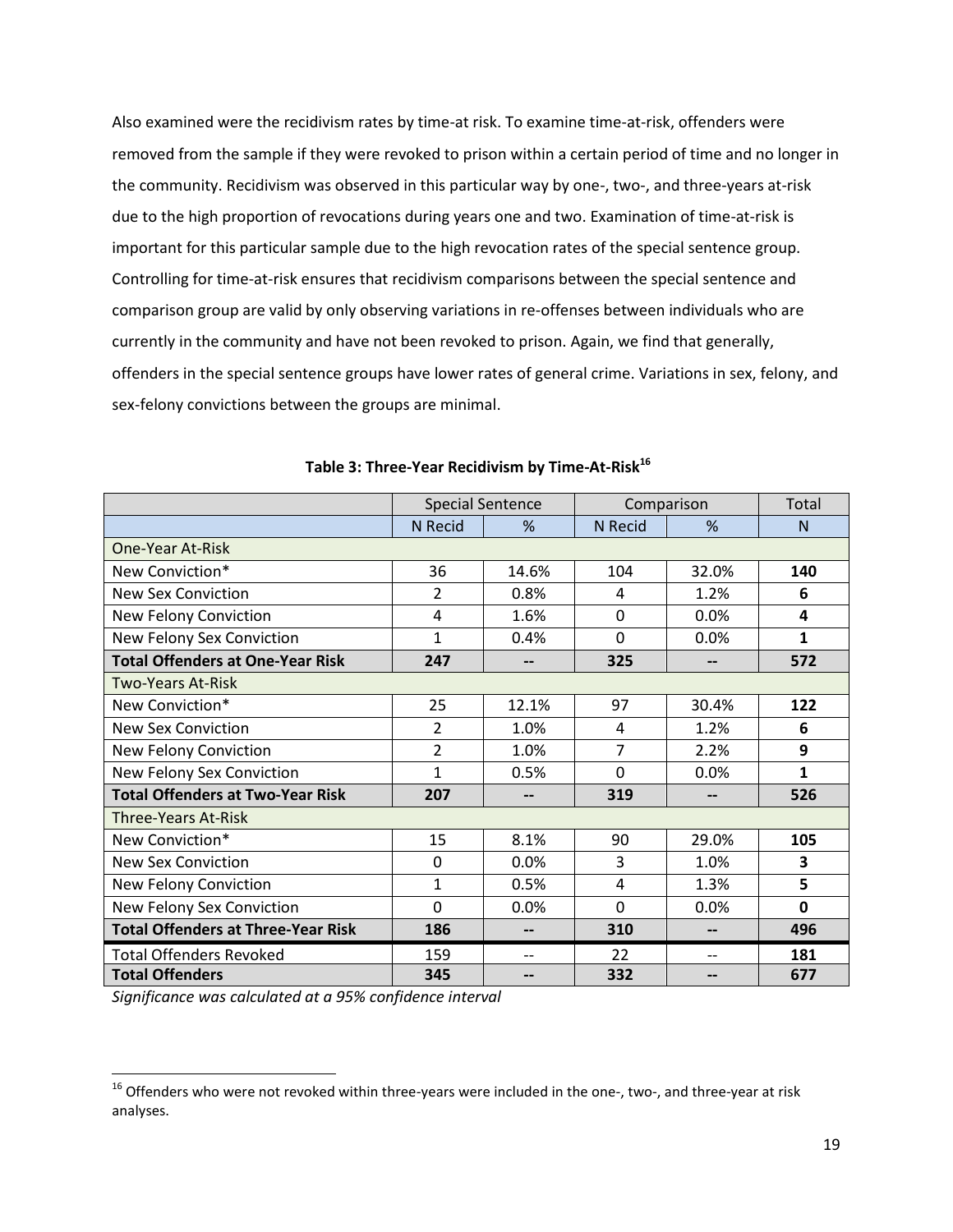Also examined were the recidivism rates by time-at risk. To examine time-at-risk, offenders were removed from the sample if they were revoked to prison within a certain period of time and no longer in the community. Recidivism was observed in this particular way by one-, two-, and three-years at-risk due to the high proportion of revocations during years one and two. Examination of time-at-risk is important for this particular sample due to the high revocation rates of the special sentence group. Controlling for time-at-risk ensures that recidivism comparisons between the special sentence and comparison group are valid by only observing variations in re-offenses between individuals who are currently in the community and have not been revoked to prison. Again, we find that generally, offenders in the special sentence groups have lower rates of general crime. Variations in sex, felony, and sex-felony convictions between the groups are minimal.

**Table 3: Three-Year Recidivism by Time-At-Risk[16]**

| | Special Sentence | | Comparison | | Total |
|---|---|---|---|---|---|
| | N Recid | % | N Recid | % | N |
| One-Year At-Risk | | | | | |
| New Conviction* | 36 | 14.6% | 104 | 32.0% | **140** |
| New Sex Conviction | 2 | 0.8% | 4 | 1.2% | **6** |
| New Felony Conviction | 4 | 1.6% | 0 | 0.0% | **4** |
| New Felony Sex Conviction | 1 | 0.4% | 0 | 0.0% | **1** |
| **Total Offenders at One-Year Risk** | **247** | **--** | **325** | **--** | **572** |
| Two-Years At-Risk | | | | | |
| New Conviction* | 25 | 12.1% | 97 | 30.4% | **122** |
| New Sex Conviction | 2 | 1.0% | 4 | 1.2% | **6** |
| New Felony Conviction | 2 | 1.0% | 7 | 2.2% | **9** |
| New Felony Sex Conviction | 1 | 0.5% | 0 | 0.0% | **1** |
| **Total Offenders at Two-Year Risk** | **207** | **--** | **319** | **--** | **526** |
| Three-Years At-Risk | | | | | |
| New Conviction* | 15 | 8.1% | 90 | 29.0% | **105** |
| New Sex Conviction | 0 | 0.0% | 3 | 1.0% | **3** |
| New Felony Conviction | 1 | 0.5% | 4 | 1.3% | **5** |
| New Felony Sex Conviction | 0 | 0.0% | 0 | 0.0% | **0** |
| **Total Offenders at Three-Year Risk** | **186** | **--** | **310** | **--** | **496** |
| Total Offenders Revoked | 159 | -- | 22 | -- | **181** |
| **Total Offenders** | **345** | **--** | **332** | **--** | **677** |

*Significance was calculated at a 95% confidence interval*

[16] Offenders who were not revoked within three-years were included in the one-, two-, and three-year at risk analyses.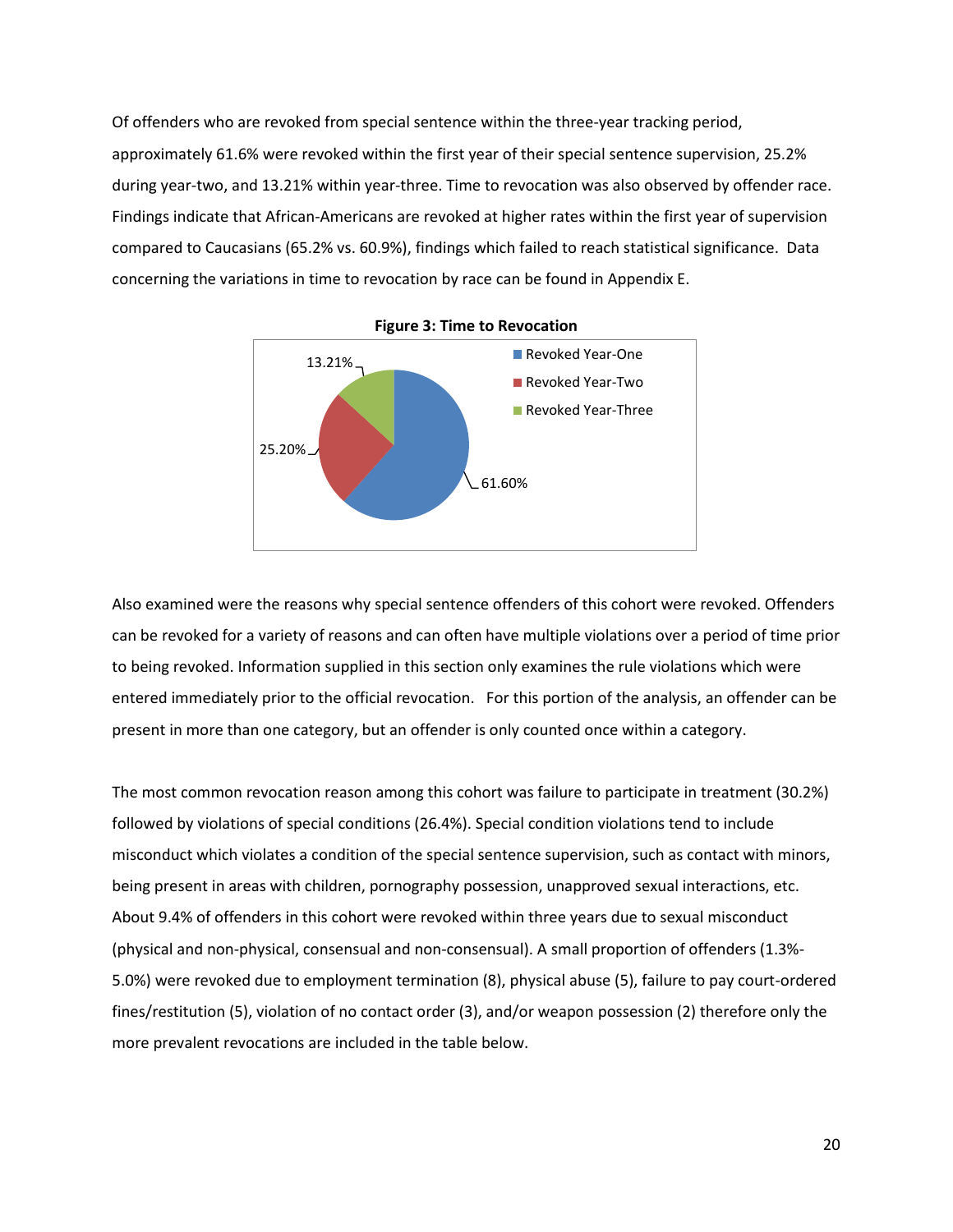Of offenders who are revoked from special sentence within the three-year tracking period, approximately 61.6% were revoked within the first year of their special sentence supervision, 25.2% during year-two, and 13.21% within year-three. Time to revocation was also observed by offender race. Findings indicate that African-Americans are revoked at higher rates within the first year of supervision compared to Caucasians (65.2% vs. 60.9%), findings which failed to reach statistical significance. Data concerning the variations in time to revocation by race can be found in Appendix E.

**Figure 3: Time to Revocation**

| Category | Percentage |
|---|---|
| Revoked Year-One | 61.60% |
| Revoked Year-Two | 25.20% |
| Revoked Year-Three | 13.21% |

Also examined were the reasons why special sentence offenders of this cohort were revoked. Offenders can be revoked for a variety of reasons and can often have multiple violations over a period of time prior to being revoked. Information supplied in this section only examines the rule violations which were entered immediately prior to the official revocation. For this portion of the analysis, an offender can be present in more than one category, but an offender is only counted once within a category.

The most common revocation reason among this cohort was failure to participate in treatment (30.2%) followed by violations of special conditions (26.4%). Special condition violations tend to include misconduct which violates a condition of the special sentence supervision, such as contact with minors, being present in areas with children, pornography possession, unapproved sexual interactions, etc. About 9.4% of offenders in this cohort were revoked within three years due to sexual misconduct (physical and non-physical, consensual and non-consensual). A small proportion of offenders (1.3%-5.0%) were revoked due to employment termination (8), physical abuse (5), failure to pay court-ordered fines/restitution (5), violation of no contact order (3), and/or weapon possession (2) therefore only the more prevalent revocations are included in the table below.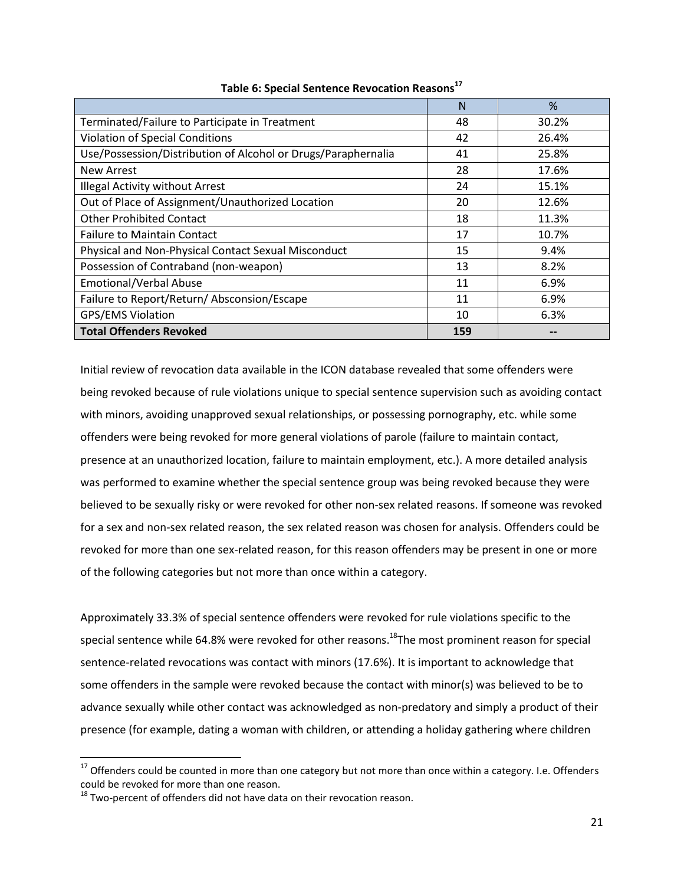**Table 6: Special Sentence Revocation Reasons[17]**

| | N | % |
|---|---|---|
| Terminated/Failure to Participate in Treatment | 48 | 30.2% |
| Violation of Special Conditions | 42 | 26.4% |
| Use/Possession/Distribution of Alcohol or Drugs/Paraphernalia | 41 | 25.8% |
| New Arrest | 28 | 17.6% |
| Illegal Activity without Arrest | 24 | 15.1% |
| Out of Place of Assignment/Unauthorized Location | 20 | 12.6% |
| Other Prohibited Contact | 18 | 11.3% |
| Failure to Maintain Contact | 17 | 10.7% |
| Physical and Non-Physical Contact Sexual Misconduct | 15 | 9.4% |
| Possession of Contraband (non-weapon) | 13 | 8.2% |
| Emotional/Verbal Abuse | 11 | 6.9% |
| Failure to Report/Return/ Absconsion/Escape | 11 | 6.9% |
| GPS/EMS Violation | 10 | 6.3% |
| **Total Offenders Revoked** | **159** | **--** |

Initial review of revocation data available in the ICON database revealed that some offenders were being revoked because of rule violations unique to special sentence supervision such as avoiding contact with minors, avoiding unapproved sexual relationships, or possessing pornography, etc. while some offenders were being revoked for more general violations of parole (failure to maintain contact, presence at an unauthorized location, failure to maintain employment, etc.). A more detailed analysis was performed to examine whether the special sentence group was being revoked because they were believed to be sexually risky or were revoked for other non-sex related reasons. If someone was revoked for a sex and non-sex related reason, the sex related reason was chosen for analysis. Offenders could be revoked for more than one sex-related reason, for this reason offenders may be present in one or more of the following categories but not more than once within a category.

Approximately 33.3% of special sentence offenders were revoked for rule violations specific to the special sentence while 64.8% were revoked for other reasons.[18]The most prominent reason for special sentence-related revocations was contact with minors (17.6%). It is important to acknowledge that some offenders in the sample were revoked because the contact with minor(s) was believed to be to advance sexually while other contact was acknowledged as non-predatory and simply a product of their presence (for example, dating a woman with children, or attending a holiday gathering where children

[17] Offenders could be counted in more than one category but not more than once within a category. I.e. Offenders could be revoked for more than one reason.

[18] Two-percent of offenders did not have data on their revocation reason.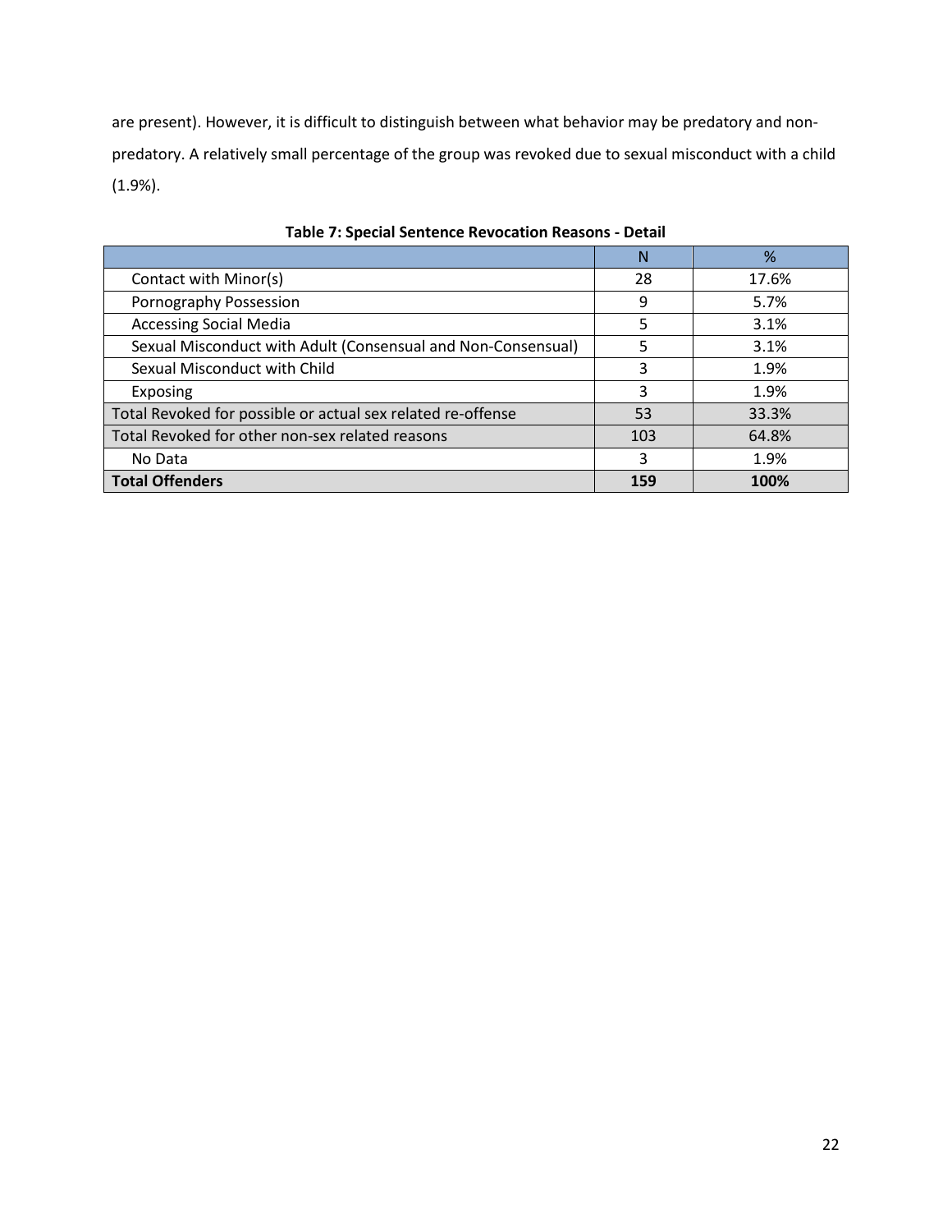are present). However, it is difficult to distinguish between what behavior may be predatory and non-predatory. A relatively small percentage of the group was revoked due to sexual misconduct with a child (1.9%).

**Table 7: Special Sentence Revocation Reasons - Detail**

| | N | % |
|---|---|---|
| Contact with Minor(s) | 28 | 17.6% |
| Pornography Possession | 9 | 5.7% |
| Accessing Social Media | 5 | 3.1% |
| Sexual Misconduct with Adult (Consensual and Non-Consensual) | 5 | 3.1% |
| Sexual Misconduct with Child | 3 | 1.9% |
| Exposing | 3 | 1.9% |
| Total Revoked for possible or actual sex related re-offense | 53 | 33.3% |
| Total Revoked for other non-sex related reasons | 103 | 64.8% |
| No Data | 3 | 1.9% |
| **Total Offenders** | **159** | **100%** |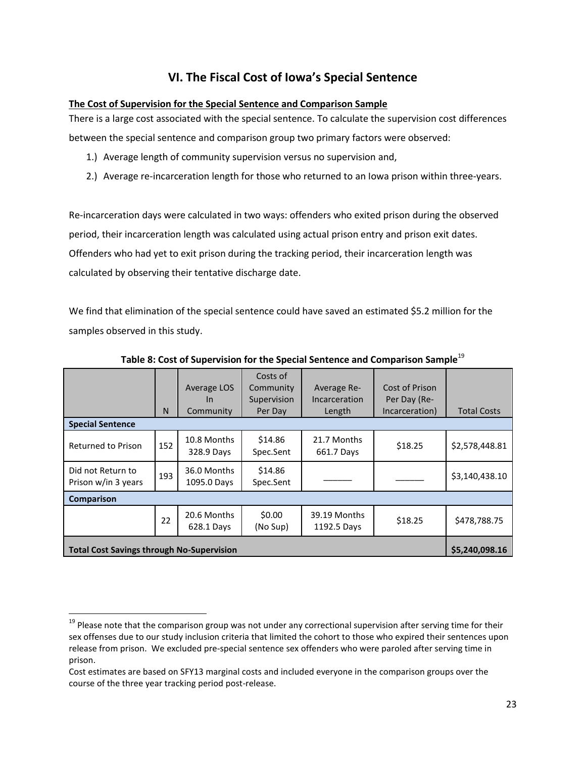## VI. The Fiscal Cost of Iowa's Special Sentence

**The Cost of Supervision for the Special Sentence and Comparison Sample**

There is a large cost associated with the special sentence. To calculate the supervision cost differences between the special sentence and comparison group two primary factors were observed:

1.) Average length of community supervision versus no supervision and,
2.) Average re-incarceration length for those who returned to an Iowa prison within three-years.

Re-incarceration days were calculated in two ways: offenders who exited prison during the observed period, their incarceration length was calculated using actual prison entry and prison exit dates. Offenders who had yet to exit prison during the tracking period, their incarceration length was calculated by observing their tentative discharge date.

We find that elimination of the special sentence could have saved an estimated $5.2 million for the samples observed in this study.

**Table 8: Cost of Supervision for the Special Sentence and Comparison Sample**[19]

| | N | Average LOS In Community | Costs of Community Supervision Per Day | Average Re-Incarceration Length | Cost of Prison Per Day (Re-Incarceration) | Total Costs |
|---|---|---|---|---|---|---|
| **Special Sentence** | | | | | | |
| Returned to Prison | 152 | 10.8 Months 328.9 Days | $14.86 Spec.Sent | 21.7 Months 661.7 Days | $18.25 | $2,578,448.81 |
| Did not Return to Prison w/in 3 years | 193 | 36.0 Months 1095.0 Days | $14.86 Spec.Sent | ______ | ______ | $3,140,438.10 |
| **Comparison** | | | | | | |
| | 22 | 20.6 Months 628.1 Days | $0.00 (No Sup) | 39.19 Months 1192.5 Days | $18.25 | $478,788.75 |
| **Total Cost Savings through No-Supervision** | | | | | | **$5,240,098.16** |

[19] Please note that the comparison group was not under any correctional supervision after serving time for their sex offenses due to our study inclusion criteria that limited the cohort to those who expired their sentences upon release from prison. We excluded pre-special sentence sex offenders who were paroled after serving time in prison.

Cost estimates are based on SFY13 marginal costs and included everyone in the comparison groups over the course of the three year tracking period post-release.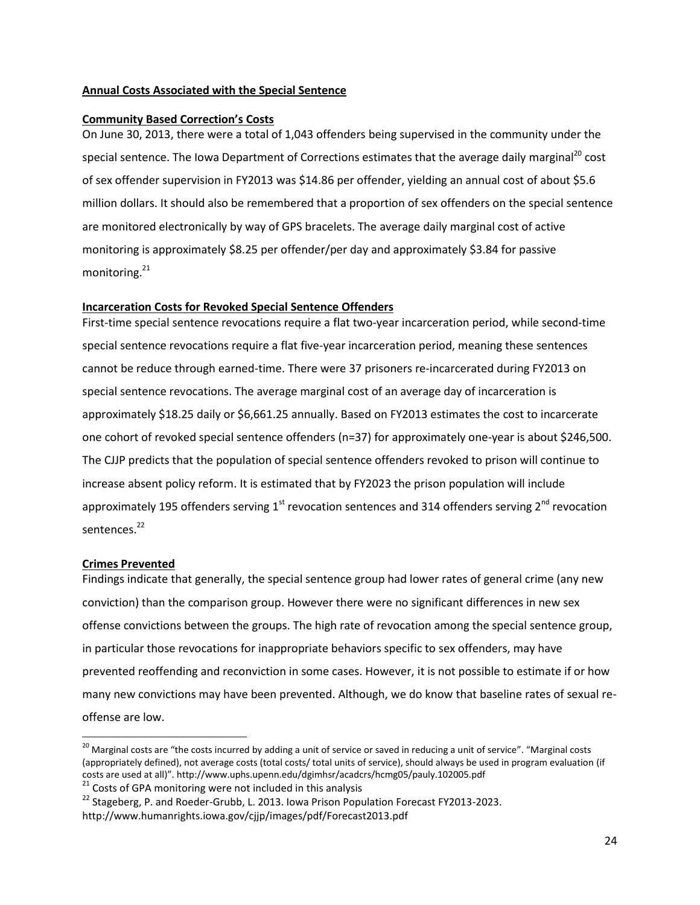**Annual Costs Associated with the Special Sentence**

**Community Based Correction's Costs**

On June 30, 2013, there were a total of 1,043 offenders being supervised in the community under the special sentence. The Iowa Department of Corrections estimates that the average daily marginal[20] cost of sex offender supervision in FY2013 was $14.86 per offender, yielding an annual cost of about $5.6 million dollars. It should also be remembered that a proportion of sex offenders on the special sentence are monitored electronically by way of GPS bracelets. The average daily marginal cost of active monitoring is approximately $8.25 per offender/per day and approximately $3.84 for passive monitoring.[21]

**Incarceration Costs for Revoked Special Sentence Offenders**

First-time special sentence revocations require a flat two-year incarceration period, while second-time special sentence revocations require a flat five-year incarceration period, meaning these sentences cannot be reduce through earned-time. There were 37 prisoners re-incarcerated during FY2013 on special sentence revocations. The average marginal cost of an average day of incarceration is approximately $18.25 daily or $6,661.25 annually. Based on FY2013 estimates the cost to incarcerate one cohort of revoked special sentence offenders (n=37) for approximately one-year is about $246,500. The CJJP predicts that the population of special sentence offenders revoked to prison will continue to increase absent policy reform. It is estimated that by FY2023 the prison population will include approximately 195 offenders serving 1st revocation sentences and 314 offenders serving 2nd revocation sentences.[22]

**Crimes Prevented**

Findings indicate that generally, the special sentence group had lower rates of general crime (any new conviction) than the comparison group. However there were no significant differences in new sex offense convictions between the groups. The high rate of revocation among the special sentence group, in particular those revocations for inappropriate behaviors specific to sex offenders, may have prevented reoffending and reconviction in some cases. However, it is not possible to estimate if or how many new convictions may have been prevented. Although, we do know that baseline rates of sexual re-offense are low.

---

[20] Marginal costs are "the costs incurred by adding a unit of service or saved in reducing a unit of service". "Marginal costs (appropriately defined), not average costs (total costs/ total units of service), should always be used in program evaluation (if costs are used at all)". http://www.uphs.upenn.edu/dgimhsr/acadcrs/hcmg05/pauly.102005.pdf

[21] Costs of GPA monitoring were not included in this analysis

[22] Stageberg, P. and Roeder-Grubb, L. 2013. Iowa Prison Population Forecast FY2013-2023. http://www.humanrights.iowa.gov/cjjp/images/pdf/Forecast2013.pdf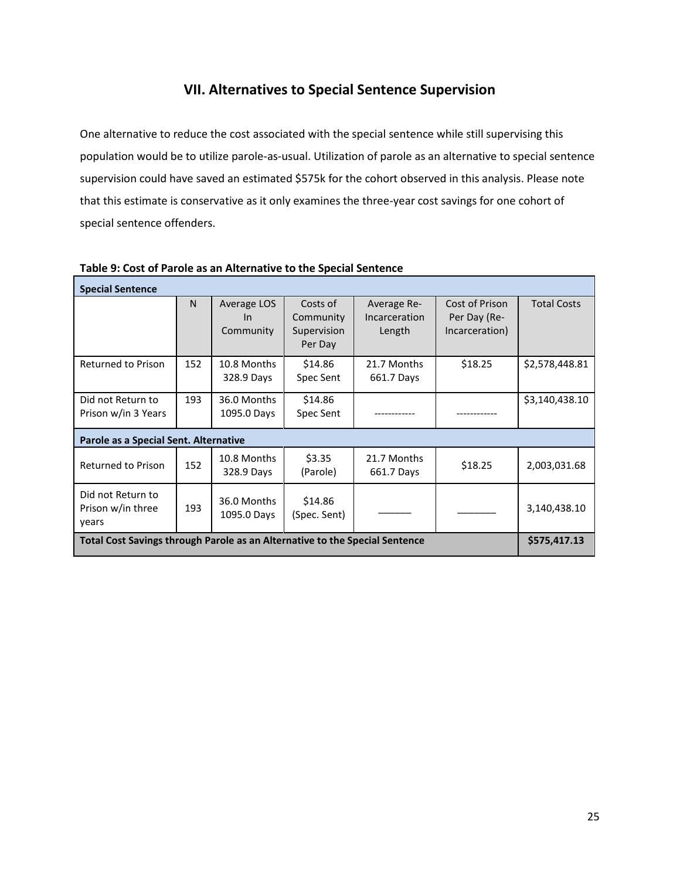## VII. Alternatives to Special Sentence Supervision

One alternative to reduce the cost associated with the special sentence while still supervising this population would be to utilize parole-as-usual. Utilization of parole as an alternative to special sentence supervision could have saved an estimated $575k for the cohort observed in this analysis. Please note that this estimate is conservative as it only examines the three-year cost savings for one cohort of special sentence offenders.

**Table 9: Cost of Parole as an Alternative to the Special Sentence**

| **Special Sentence** | | | | | | |
|---|---|---|---|---|---|---|
| | N | Average LOS In Community | Costs of Community Supervision Per Day | Average Re-Incarceration Length | Cost of Prison Per Day (Re-Incarceration) | Total Costs |
| Returned to Prison | 152 | 10.8 Months 328.9 Days | $14.86 Spec Sent | 21.7 Months 661.7 Days | $18.25 | $2,578,448.81 |
| Did not Return to Prison w/in 3 Years | 193 | 36.0 Months 1095.0 Days | $14.86 Spec Sent | ------------ | ------------ | $3,140,438.10 |
| **Parole as a Special Sent. Alternative** | | | | | | |
| Returned to Prison | 152 | 10.8 Months 328.9 Days | $3.35 (Parole) | 21.7 Months 661.7 Days | $18.25 | 2,003,031.68 |
| Did not Return to Prison w/in three years | 193 | 36.0 Months 1095.0 Days | $14.86 (Spec. Sent) | ______ | _______ | 3,140,438.10 |
| **Total Cost Savings through Parole as an Alternative to the Special Sentence** | | | | | | **$575,417.13** |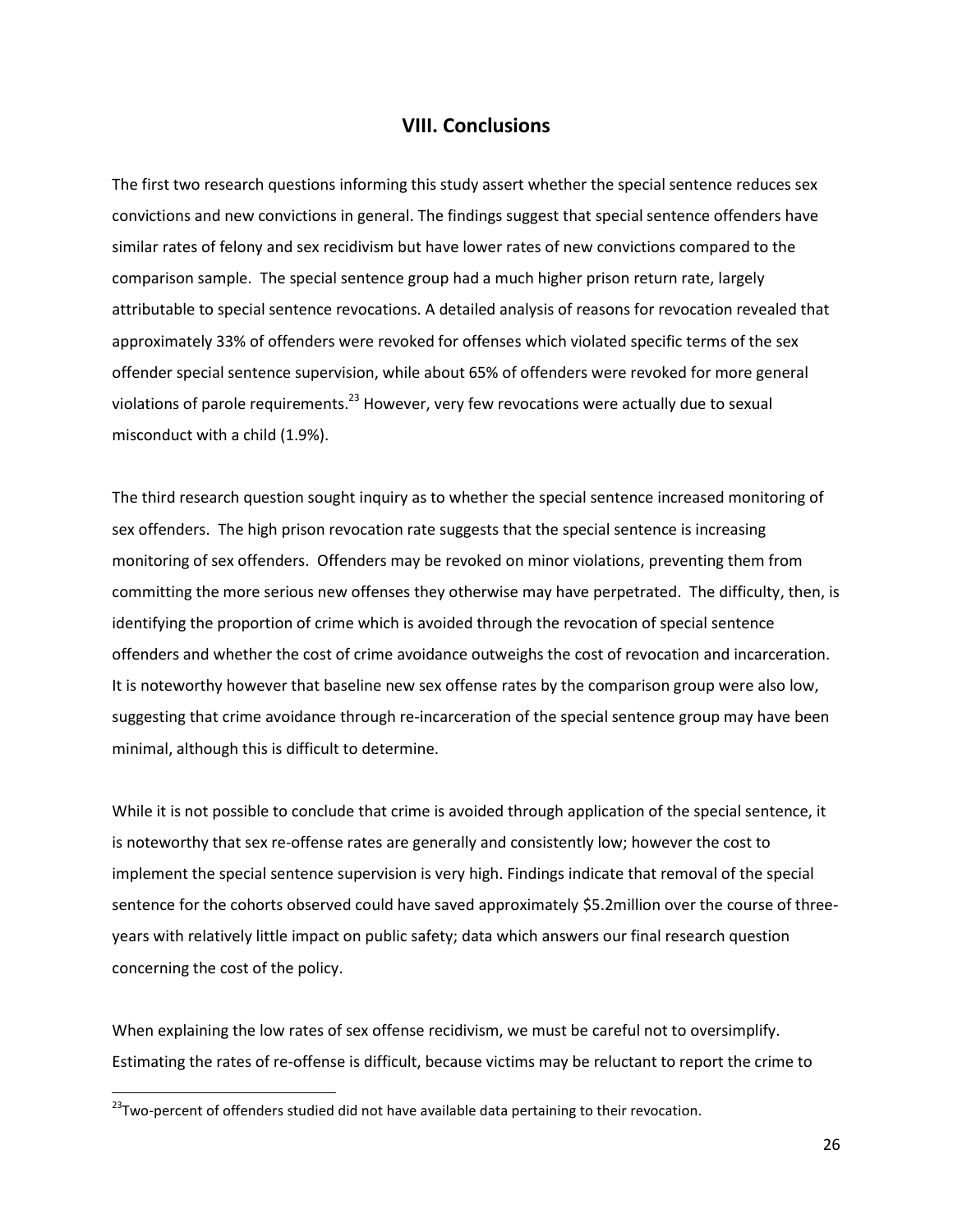## VIII. Conclusions

The first two research questions informing this study assert whether the special sentence reduces sex convictions and new convictions in general. The findings suggest that special sentence offenders have similar rates of felony and sex recidivism but have lower rates of new convictions compared to the comparison sample. The special sentence group had a much higher prison return rate, largely attributable to special sentence revocations. A detailed analysis of reasons for revocation revealed that approximately 33% of offenders were revoked for offenses which violated specific terms of the sex offender special sentence supervision, while about 65% of offenders were revoked for more general violations of parole requirements.[23] However, very few revocations were actually due to sexual misconduct with a child (1.9%).

The third research question sought inquiry as to whether the special sentence increased monitoring of sex offenders. The high prison revocation rate suggests that the special sentence is increasing monitoring of sex offenders. Offenders may be revoked on minor violations, preventing them from committing the more serious new offenses they otherwise may have perpetrated. The difficulty, then, is identifying the proportion of crime which is avoided through the revocation of special sentence offenders and whether the cost of crime avoidance outweighs the cost of revocation and incarceration. It is noteworthy however that baseline new sex offense rates by the comparison group were also low, suggesting that crime avoidance through re-incarceration of the special sentence group may have been minimal, although this is difficult to determine.

While it is not possible to conclude that crime is avoided through application of the special sentence, it is noteworthy that sex re-offense rates are generally and consistently low; however the cost to implement the special sentence supervision is very high. Findings indicate that removal of the special sentence for the cohorts observed could have saved approximately $5.2million over the course of three-years with relatively little impact on public safety; data which answers our final research question concerning the cost of the policy.

When explaining the low rates of sex offense recidivism, we must be careful not to oversimplify. Estimating the rates of re-offense is difficult, because victims may be reluctant to report the crime to

[23] Two-percent of offenders studied did not have available data pertaining to their revocation.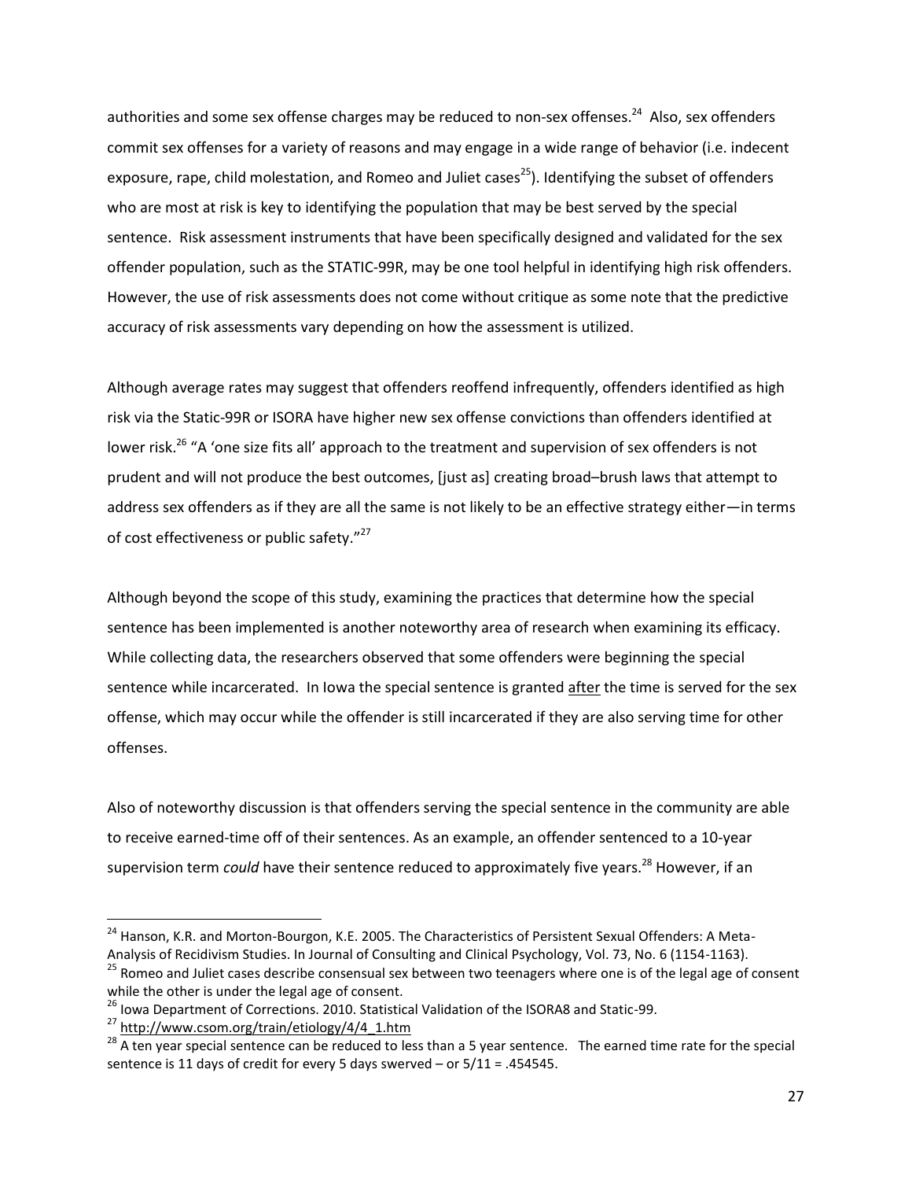authorities and some sex offense charges may be reduced to non-sex offenses.[24] Also, sex offenders commit sex offenses for a variety of reasons and may engage in a wide range of behavior (i.e. indecent exposure, rape, child molestation, and Romeo and Juliet cases[25]). Identifying the subset of offenders who are most at risk is key to identifying the population that may be best served by the special sentence. Risk assessment instruments that have been specifically designed and validated for the sex offender population, such as the STATIC-99R, may be one tool helpful in identifying high risk offenders. However, the use of risk assessments does not come without critique as some note that the predictive accuracy of risk assessments vary depending on how the assessment is utilized.

Although average rates may suggest that offenders reoffend infrequently, offenders identified as high risk via the Static-99R or ISORA have higher new sex offense convictions than offenders identified at lower risk.[26] "A 'one size fits all' approach to the treatment and supervision of sex offenders is not prudent and will not produce the best outcomes, [just as] creating broad–brush laws that attempt to address sex offenders as if they are all the same is not likely to be an effective strategy either—in terms of cost effectiveness or public safety."[27]

Although beyond the scope of this study, examining the practices that determine how the special sentence has been implemented is another noteworthy area of research when examining its efficacy. While collecting data, the researchers observed that some offenders were beginning the special sentence while incarcerated. In Iowa the special sentence is granted <u>after</u> the time is served for the sex offense, which may occur while the offender is still incarcerated if they are also serving time for other offenses.

Also of noteworthy discussion is that offenders serving the special sentence in the community are able to receive earned-time off of their sentences. As an example, an offender sentenced to a 10-year supervision term *could* have their sentence reduced to approximately five years.[28] However, if an

---

[24] Hanson, K.R. and Morton-Bourgon, K.E. 2005. The Characteristics of Persistent Sexual Offenders: A Meta-Analysis of Recidivism Studies. In Journal of Consulting and Clinical Psychology, Vol. 73, No. 6 (1154-1163).

[25] Romeo and Juliet cases describe consensual sex between two teenagers where one is of the legal age of consent while the other is under the legal age of consent.

[26] Iowa Department of Corrections. 2010. Statistical Validation of the ISORA8 and Static-99.

[27] http://www.csom.org/train/etiology/4/4_1.htm

[28] A ten year special sentence can be reduced to less than a 5 year sentence. The earned time rate for the special sentence is 11 days of credit for every 5 days swerved – or 5/11 = .454545.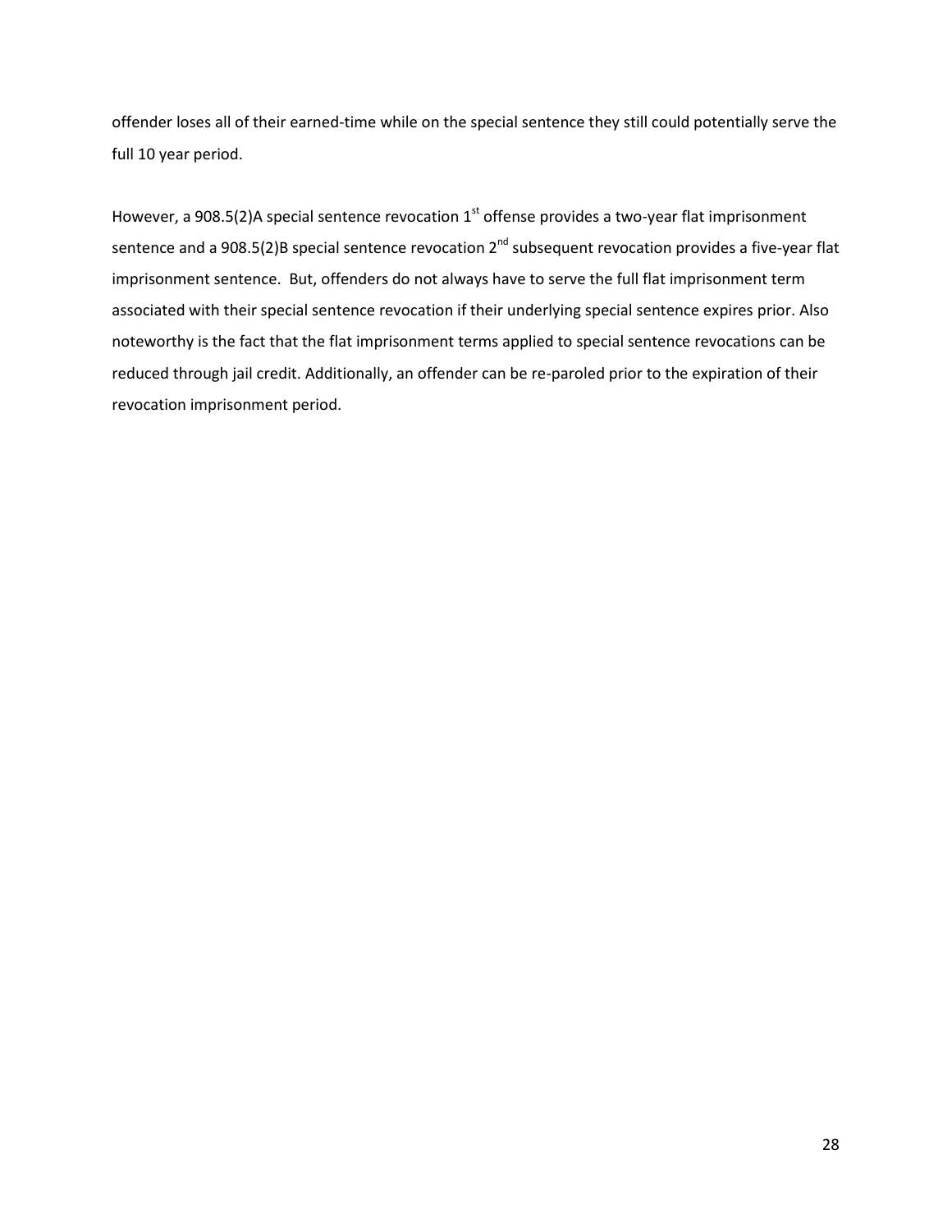offender loses all of their earned-time while on the special sentence they still could potentially serve the full 10 year period.

However, a 908.5(2)A special sentence revocation 1st offense provides a two-year flat imprisonment sentence and a 908.5(2)B special sentence revocation 2nd subsequent revocation provides a five-year flat imprisonment sentence. But, offenders do not always have to serve the full flat imprisonment term associated with their special sentence revocation if their underlying special sentence expires prior. Also noteworthy is the fact that the flat imprisonment terms applied to special sentence revocations can be reduced through jail credit. Additionally, an offender can be re-paroled prior to the expiration of their revocation imprisonment period.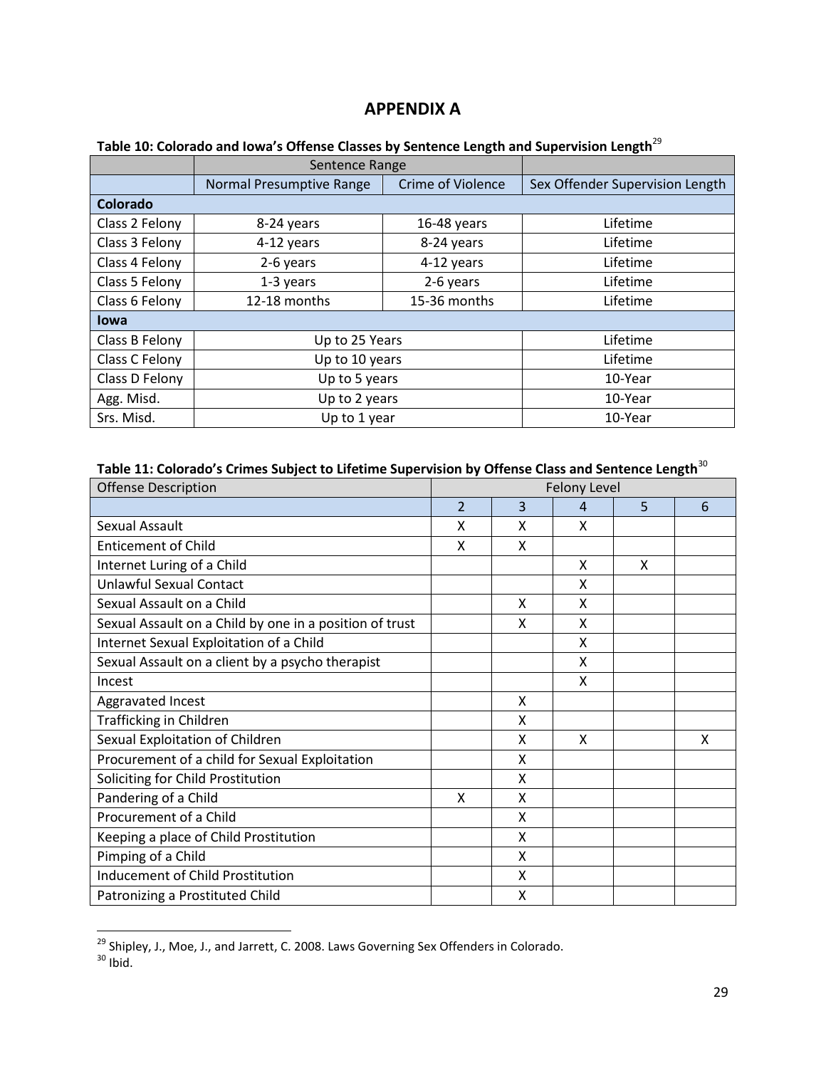# APPENDIX A

**Table 10: Colorado and Iowa's Offense Classes by Sentence Length and Supervision Length**[29]

| | Sentence Range | | |
|---|---|---|---|
| | Normal Presumptive Range | Crime of Violence | Sex Offender Supervision Length |
| **Colorado** | | | |
| Class 2 Felony | 8-24 years | 16-48 years | Lifetime |
| Class 3 Felony | 4-12 years | 8-24 years | Lifetime |
| Class 4 Felony | 2-6 years | 4-12 years | Lifetime |
| Class 5 Felony | 1-3 years | 2-6 years | Lifetime |
| Class 6 Felony | 12-18 months | 15-36 months | Lifetime |
| **Iowa** | | | |
| Class B Felony | Up to 25 Years | | Lifetime |
| Class C Felony | Up to 10 years | | Lifetime |
| Class D Felony | Up to 5 years | | 10-Year |
| Agg. Misd. | Up to 2 years | | 10-Year |
| Srs. Misd. | Up to 1 year | | 10-Year |

**Table 11: Colorado's Crimes Subject to Lifetime Supervision by Offense Class and Sentence Length**[30]

| Offense Description | Felony Level | | | | |
|---|---|---|---|---|---|
| | 2 | 3 | 4 | 5 | 6 |
| Sexual Assault | X | X | X | | |
| Enticement of Child | X | X | | | |
| Internet Luring of a Child | | | X | X | |
| Unlawful Sexual Contact | | | X | | |
| Sexual Assault on a Child | | X | X | | |
| Sexual Assault on a Child by one in a position of trust | | X | X | | |
| Internet Sexual Exploitation of a Child | | | X | | |
| Sexual Assault on a client by a psycho therapist | | | X | | |
| Incest | | | X | | |
| Aggravated Incest | | X | | | |
| Trafficking in Children | | X | | | |
| Sexual Exploitation of Children | | X | X | | X |
| Procurement of a child for Sexual Exploitation | | X | | | |
| Soliciting for Child Prostitution | | X | | | |
| Pandering of a Child | X | X | | | |
| Procurement of a Child | | X | | | |
| Keeping a place of Child Prostitution | | X | | | |
| Pimping of a Child | | X | | | |
| Inducement of Child Prostitution | | X | | | |
| Patronizing a Prostituted Child | | X | | | |

[29] Shipley, J., Moe, J., and Jarrett, C. 2008. Laws Governing Sex Offenders in Colorado.
[30] Ibid.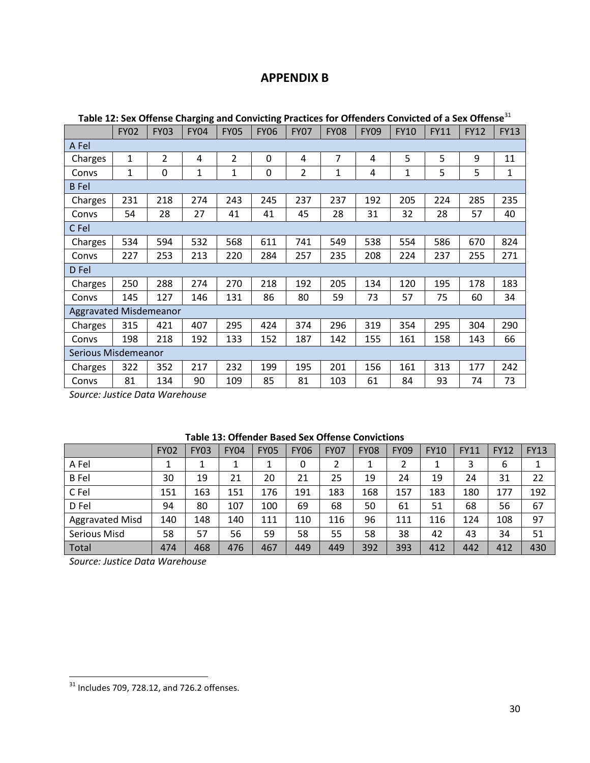# APPENDIX B

**Table 12: Sex Offense Charging and Convicting Practices for Offenders Convicted of a Sex Offense**[31]

| | FY02 | FY03 | FY04 | FY05 | FY06 | FY07 | FY08 | FY09 | FY10 | FY11 | FY12 | FY13 |
|---|---|---|---|---|---|---|---|---|---|---|---|---|
| A Fel | | | | | | | | | | | | |
| Charges | 1 | 2 | 4 | 2 | 0 | 4 | 7 | 4 | 5 | 5 | 9 | 11 |
| Convs | 1 | 0 | 1 | 1 | 0 | 2 | 1 | 4 | 1 | 5 | 5 | 1 |
| B Fel | | | | | | | | | | | | |
| Charges | 231 | 218 | 274 | 243 | 245 | 237 | 237 | 192 | 205 | 224 | 285 | 235 |
| Convs | 54 | 28 | 27 | 41 | 41 | 45 | 28 | 31 | 32 | 28 | 57 | 40 |
| C Fel | | | | | | | | | | | | |
| Charges | 534 | 594 | 532 | 568 | 611 | 741 | 549 | 538 | 554 | 586 | 670 | 824 |
| Convs | 227 | 253 | 213 | 220 | 284 | 257 | 235 | 208 | 224 | 237 | 255 | 271 |
| D Fel | | | | | | | | | | | | |
| Charges | 250 | 288 | 274 | 270 | 218 | 192 | 205 | 134 | 120 | 195 | 178 | 183 |
| Convs | 145 | 127 | 146 | 131 | 86 | 80 | 59 | 73 | 57 | 75 | 60 | 34 |
| Aggravated Misdemeanor | | | | | | | | | | | | |
| Charges | 315 | 421 | 407 | 295 | 424 | 374 | 296 | 319 | 354 | 295 | 304 | 290 |
| Convs | 198 | 218 | 192 | 133 | 152 | 187 | 142 | 155 | 161 | 158 | 143 | 66 |
| Serious Misdemeanor | | | | | | | | | | | | |
| Charges | 322 | 352 | 217 | 232 | 199 | 195 | 201 | 156 | 161 | 313 | 177 | 242 |
| Convs | 81 | 134 | 90 | 109 | 85 | 81 | 103 | 61 | 84 | 93 | 74 | 73 |

*Source: Justice Data Warehouse*

**Table 13: Offender Based Sex Offense Convictions**

| | FY02 | FY03 | FY04 | FY05 | FY06 | FY07 | FY08 | FY09 | FY10 | FY11 | FY12 | FY13 |
|---|---|---|---|---|---|---|---|---|---|---|---|---|
| A Fel | 1 | 1 | 1 | 1 | 0 | 2 | 1 | 2 | 1 | 3 | 6 | 1 |
| B Fel | 30 | 19 | 21 | 20 | 21 | 25 | 19 | 24 | 19 | 24 | 31 | 22 |
| C Fel | 151 | 163 | 151 | 176 | 191 | 183 | 168 | 157 | 183 | 180 | 177 | 192 |
| D Fel | 94 | 80 | 107 | 100 | 69 | 68 | 50 | 61 | 51 | 68 | 56 | 67 |
| Aggravated Misd | 140 | 148 | 140 | 111 | 110 | 116 | 96 | 111 | 116 | 124 | 108 | 97 |
| Serious Misd | 58 | 57 | 56 | 59 | 58 | 55 | 58 | 38 | 42 | 43 | 34 | 51 |
| Total | 474 | 468 | 476 | 467 | 449 | 449 | 392 | 393 | 412 | 442 | 412 | 430 |

*Source: Justice Data Warehouse*

[31] Includes 709, 728.12, and 726.2 offenses.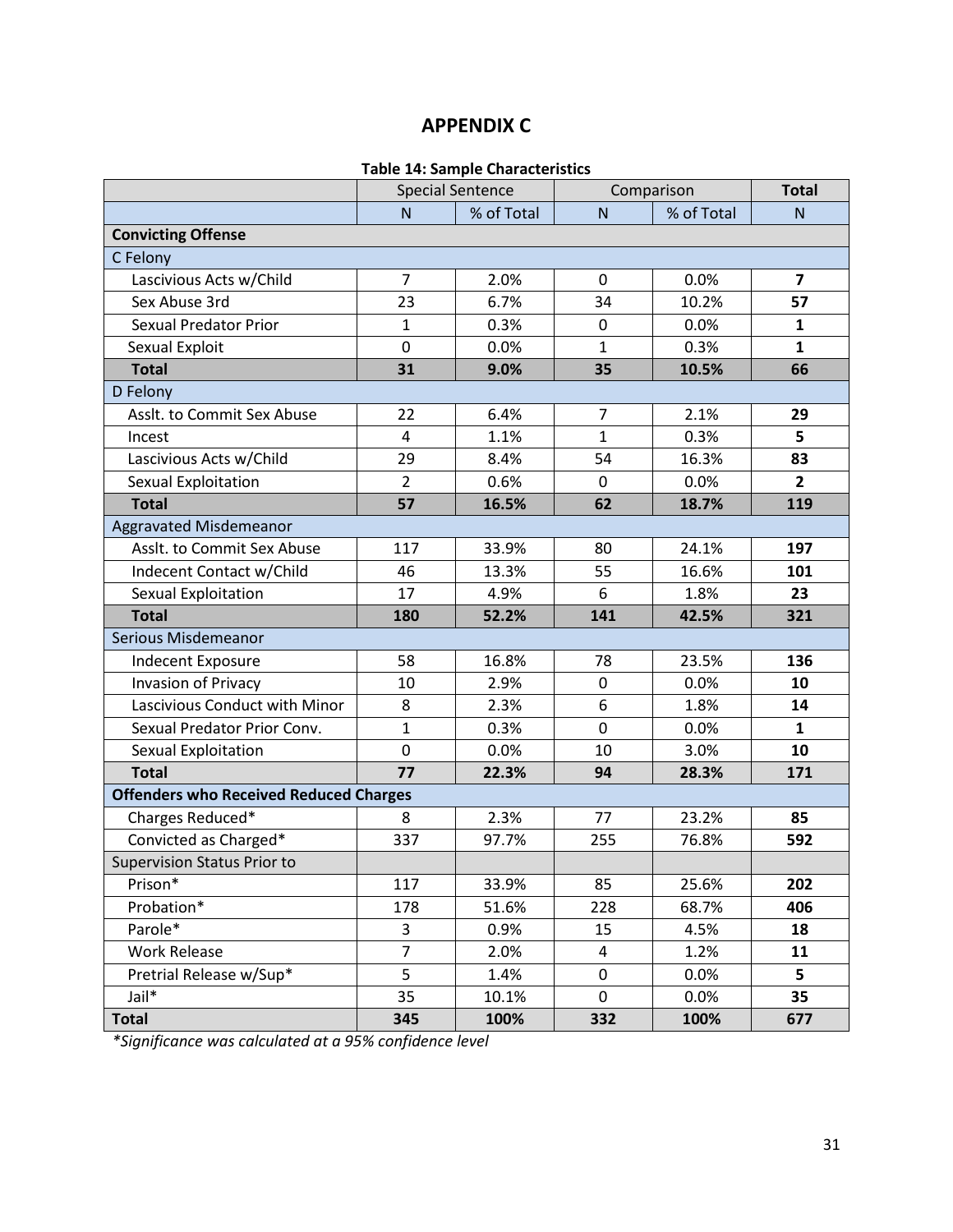# APPENDIX C

**Table 14: Sample Characteristics**

| | Special Sentence | | Comparison | | **Total** |
|---|---|---|---|---|---|
| | N | % of Total | N | % of Total | N |
| **Convicting Offense** | | | | | |
| C Felony | | | | | |
| Lascivious Acts w/Child | 7 | 2.0% | 0 | 0.0% | **7** |
| Sex Abuse 3rd | 23 | 6.7% | 34 | 10.2% | **57** |
| Sexual Predator Prior | 1 | 0.3% | 0 | 0.0% | **1** |
| Sexual Exploit | 0 | 0.0% | 1 | 0.3% | **1** |
| **Total** | **31** | **9.0%** | **35** | **10.5%** | **66** |
| D Felony | | | | | |
| Asslt. to Commit Sex Abuse | 22 | 6.4% | 7 | 2.1% | **29** |
| Incest | 4 | 1.1% | 1 | 0.3% | **5** |
| Lascivious Acts w/Child | 29 | 8.4% | 54 | 16.3% | **83** |
| Sexual Exploitation | 2 | 0.6% | 0 | 0.0% | **2** |
| **Total** | **57** | **16.5%** | **62** | **18.7%** | **119** |
| Aggravated Misdemeanor | | | | | |
| Asslt. to Commit Sex Abuse | 117 | 33.9% | 80 | 24.1% | **197** |
| Indecent Contact w/Child | 46 | 13.3% | 55 | 16.6% | **101** |
| Sexual Exploitation | 17 | 4.9% | 6 | 1.8% | **23** |
| **Total** | **180** | **52.2%** | **141** | **42.5%** | **321** |
| Serious Misdemeanor | | | | | |
| Indecent Exposure | 58 | 16.8% | 78 | 23.5% | **136** |
| Invasion of Privacy | 10 | 2.9% | 0 | 0.0% | **10** |
| Lascivious Conduct with Minor | 8 | 2.3% | 6 | 1.8% | **14** |
| Sexual Predator Prior Conv. | 1 | 0.3% | 0 | 0.0% | **1** |
| Sexual Exploitation | 0 | 0.0% | 10 | 3.0% | **10** |
| **Total** | **77** | **22.3%** | **94** | **28.3%** | **171** |
| **Offenders who Received Reduced Charges** | | | | | |
| Charges Reduced* | 8 | 2.3% | 77 | 23.2% | **85** |
| Convicted as Charged* | 337 | 97.7% | 255 | 76.8% | **592** |
| Supervision Status Prior to | | | | | |
| Prison* | 117 | 33.9% | 85 | 25.6% | **202** |
| Probation* | 178 | 51.6% | 228 | 68.7% | **406** |
| Parole* | 3 | 0.9% | 15 | 4.5% | **18** |
| Work Release | 7 | 2.0% | 4 | 1.2% | **11** |
| Pretrial Release w/Sup* | 5 | 1.4% | 0 | 0.0% | **5** |
| Jail* | 35 | 10.1% | 0 | 0.0% | **35** |
| **Total** | **345** | **100%** | **332** | **100%** | **677** |

*\*Significance was calculated at a 95% confidence level*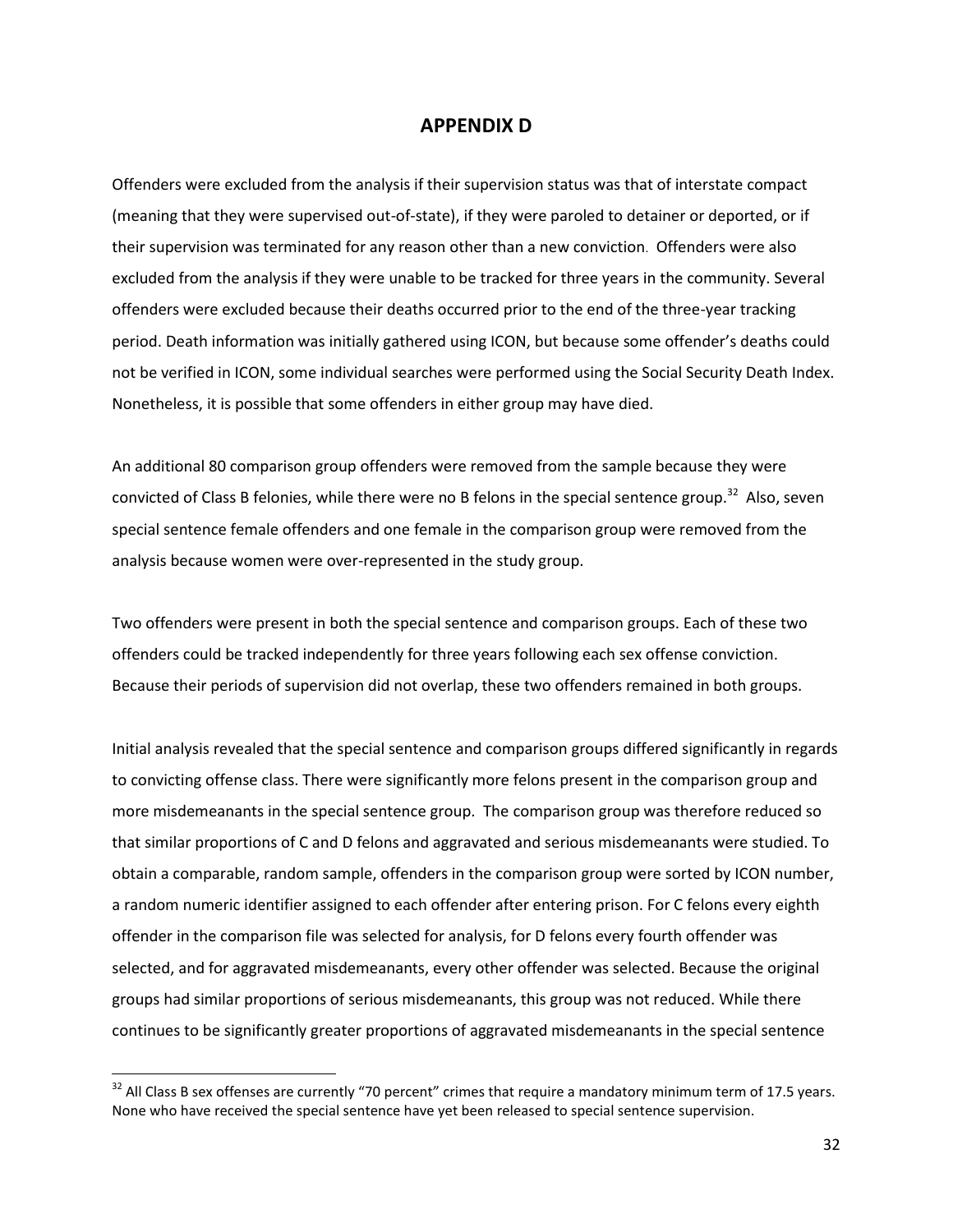# APPENDIX D

Offenders were excluded from the analysis if their supervision status was that of interstate compact (meaning that they were supervised out-of-state), if they were paroled to detainer or deported, or if their supervision was terminated for any reason other than a new conviction. Offenders were also excluded from the analysis if they were unable to be tracked for three years in the community. Several offenders were excluded because their deaths occurred prior to the end of the three-year tracking period. Death information was initially gathered using ICON, but because some offender's deaths could not be verified in ICON, some individual searches were performed using the Social Security Death Index. Nonetheless, it is possible that some offenders in either group may have died.

An additional 80 comparison group offenders were removed from the sample because they were convicted of Class B felonies, while there were no B felons in the special sentence group.[32] Also, seven special sentence female offenders and one female in the comparison group were removed from the analysis because women were over-represented in the study group.

Two offenders were present in both the special sentence and comparison groups. Each of these two offenders could be tracked independently for three years following each sex offense conviction. Because their periods of supervision did not overlap, these two offenders remained in both groups.

Initial analysis revealed that the special sentence and comparison groups differed significantly in regards to convicting offense class. There were significantly more felons present in the comparison group and more misdemeanants in the special sentence group. The comparison group was therefore reduced so that similar proportions of C and D felons and aggravated and serious misdemeanants were studied. To obtain a comparable, random sample, offenders in the comparison group were sorted by ICON number, a random numeric identifier assigned to each offender after entering prison. For C felons every eighth offender in the comparison file was selected for analysis, for D felons every fourth offender was selected, and for aggravated misdemeanants, every other offender was selected. Because the original groups had similar proportions of serious misdemeanants, this group was not reduced. While there continues to be significantly greater proportions of aggravated misdemeanants in the special sentence

[32] All Class B sex offenses are currently "70 percent" crimes that require a mandatory minimum term of 17.5 years. None who have received the special sentence have yet been released to special sentence supervision.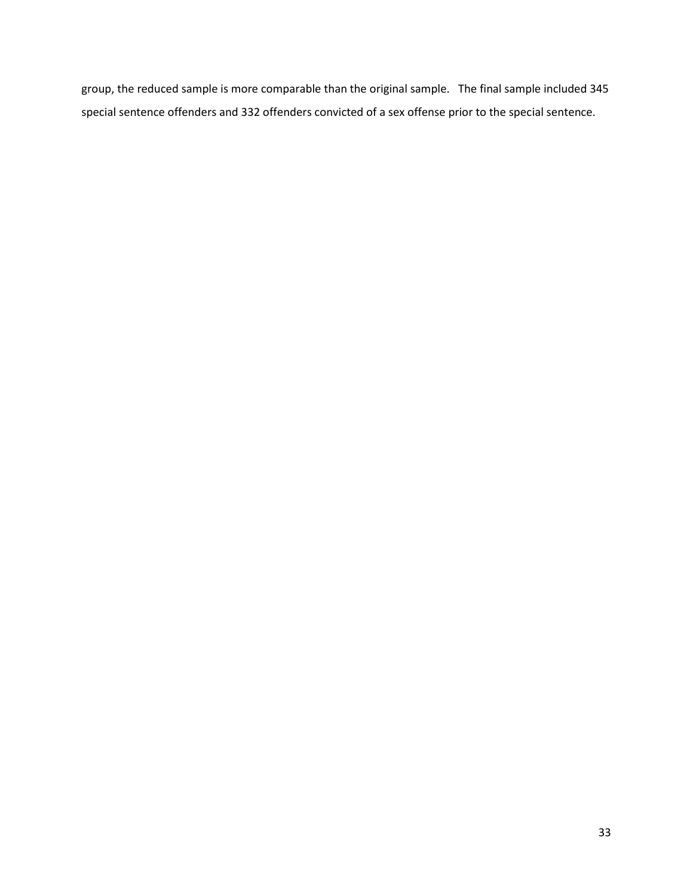group, the reduced sample is more comparable than the original sample. The final sample included 345 special sentence offenders and 332 offenders convicted of a sex offense prior to the special sentence.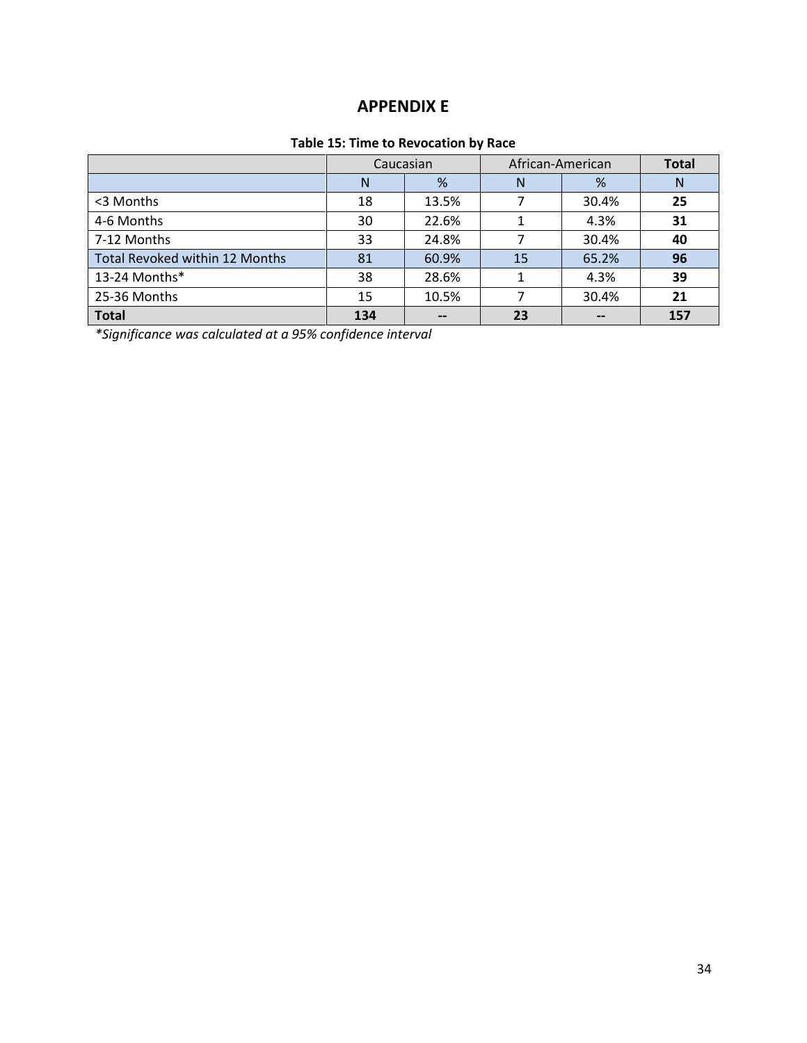# APPENDIX E

**Table 15: Time to Revocation by Race**

| | Caucasian | | African-American | | **Total** |
|---|---|---|---|---|---|
| | N | % | N | % | N |
| <3 Months | 18 | 13.5% | 7 | 30.4% | **25** |
| 4-6 Months | 30 | 22.6% | 1 | 4.3% | **31** |
| 7-12 Months | 33 | 24.8% | 7 | 30.4% | **40** |
| Total Revoked within 12 Months | 81 | 60.9% | 15 | 65.2% | **96** |
| 13-24 Months* | 38 | 28.6% | 1 | 4.3% | **39** |
| 25-36 Months | 15 | 10.5% | 7 | 30.4% | **21** |
| **Total** | **134** | **--** | **23** | **--** | **157** |

*\*Significance was calculated at a 95% confidence interval*